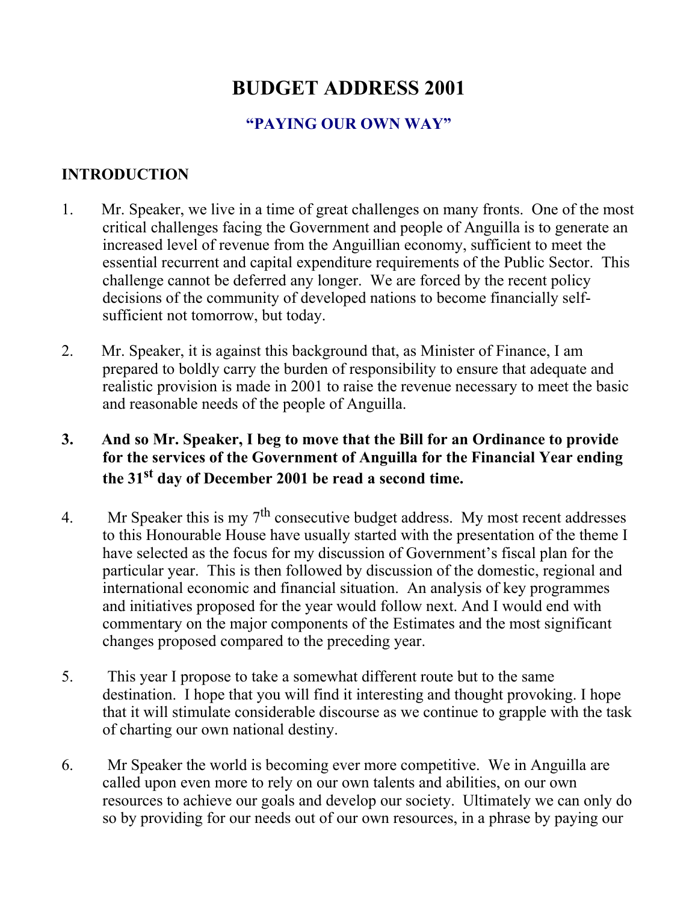# BUDGET ADDRESS 2001

## "PAYING OUR OWN WAY"

## INTRODUCTION

1. Mr. Speaker, we live in a time of great challenges on many fronts. One of the most critical challenges facing the Government and people of Anguilla is to generate an increased level of revenue from the Anguillian economy, sufficient to meet the essential recurrent and capital expenditure requirements of the Public Sector. This challenge cannot be deferred any longer. We are forced by the recent policy decisions of the community of developed nations to become financially self-sufficient not tomorrow, but today.

2. Mr. Speaker, it is against this background that, as Minister of Finance, I am prepared to boldly carry the burden of responsibility to ensure that adequate and realistic provision is made in 2001 to raise the revenue necessary to meet the basic and reasonable needs of the people of Anguilla.

3. **And so Mr. Speaker, I beg to move that the Bill for an Ordinance to provide for the services of the Government of Anguilla for the Financial Year ending the 31st day of December 2001 be read a second time.**

4. Mr Speaker this is my 7th consecutive budget address. My most recent addresses to this Honourable House have usually started with the presentation of the theme I have selected as the focus for my discussion of Government's fiscal plan for the particular year. This is then followed by discussion of the domestic, regional and international economic and financial situation. An analysis of key programmes and initiatives proposed for the year would follow next. And I would end with commentary on the major components of the Estimates and the most significant changes proposed compared to the preceding year.

5. This year I propose to take a somewhat different route but to the same destination. I hope that you will find it interesting and thought provoking. I hope that it will stimulate considerable discourse as we continue to grapple with the task of charting our own national destiny.

6. Mr Speaker the world is becoming ever more competitive. We in Anguilla are called upon even more to rely on our own talents and abilities, on our own resources to achieve our goals and develop our society. Ultimately we can only do so by providing for our needs out of our own resources, in a phrase by paying our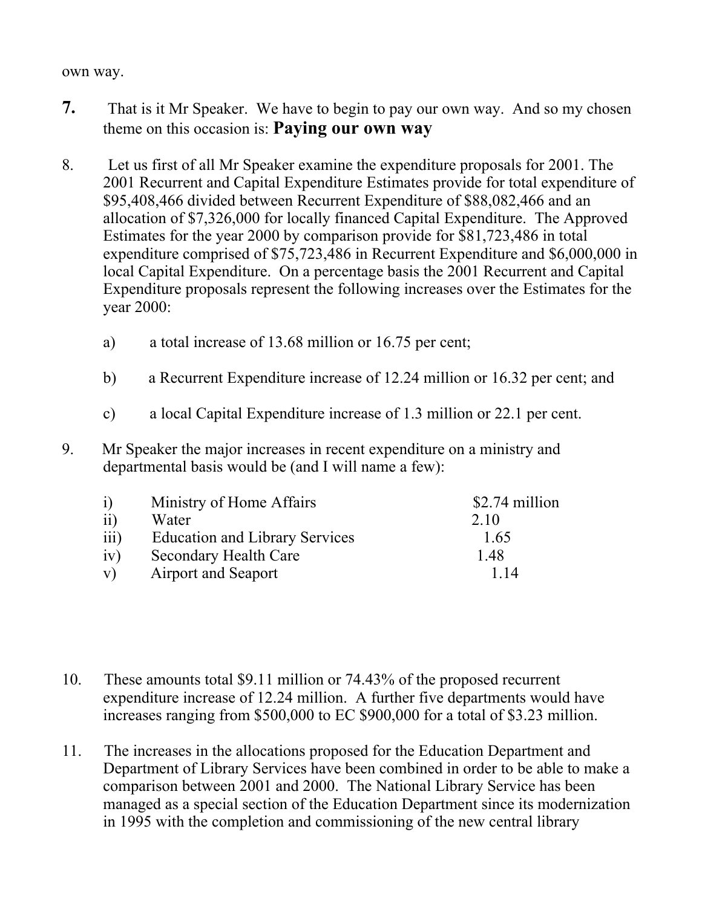own way.

**7.** That is it Mr Speaker. We have to begin to pay our own way. And so my chosen theme on this occasion is: **Paying our own way**

8. Let us first of all Mr Speaker examine the expenditure proposals for 2001. The 2001 Recurrent and Capital Expenditure Estimates provide for total expenditure of $95,408,466 divided between Recurrent Expenditure of $88,082,466 and an allocation of $7,326,000 for locally financed Capital Expenditure. The Approved Estimates for the year 2000 by comparison provide for $81,723,486 in total expenditure comprised of $75,723,486 in Recurrent Expenditure and $6,000,000 in local Capital Expenditure. On a percentage basis the 2001 Recurrent and Capital Expenditure proposals represent the following increases over the Estimates for the year 2000:

   a) a total increase of 13.68 million or 16.75 per cent;

   b) a Recurrent Expenditure increase of 12.24 million or 16.32 per cent; and

   c) a local Capital Expenditure increase of 1.3 million or 22.1 per cent.

9. Mr Speaker the major increases in recent expenditure on a ministry and departmental basis would be (and I will name a few):

| | | |
|---|---|---|
| i) | Ministry of Home Affairs | $2.74 million |
| ii) | Water | 2.10 |
| iii) | Education and Library Services | 1.65 |
| iv) | Secondary Health Care | 1.48 |
| v) | Airport and Seaport | 1.14 |

10. These amounts total $9.11 million or 74.43% of the proposed recurrent expenditure increase of 12.24 million. A further five departments would have increases ranging from $500,000 to EC $900,000 for a total of $3.23 million.

11. The increases in the allocations proposed for the Education Department and Department of Library Services have been combined in order to be able to make a comparison between 2001 and 2000. The National Library Service has been managed as a special section of the Education Department since its modernization in 1995 with the completion and commissioning of the new central library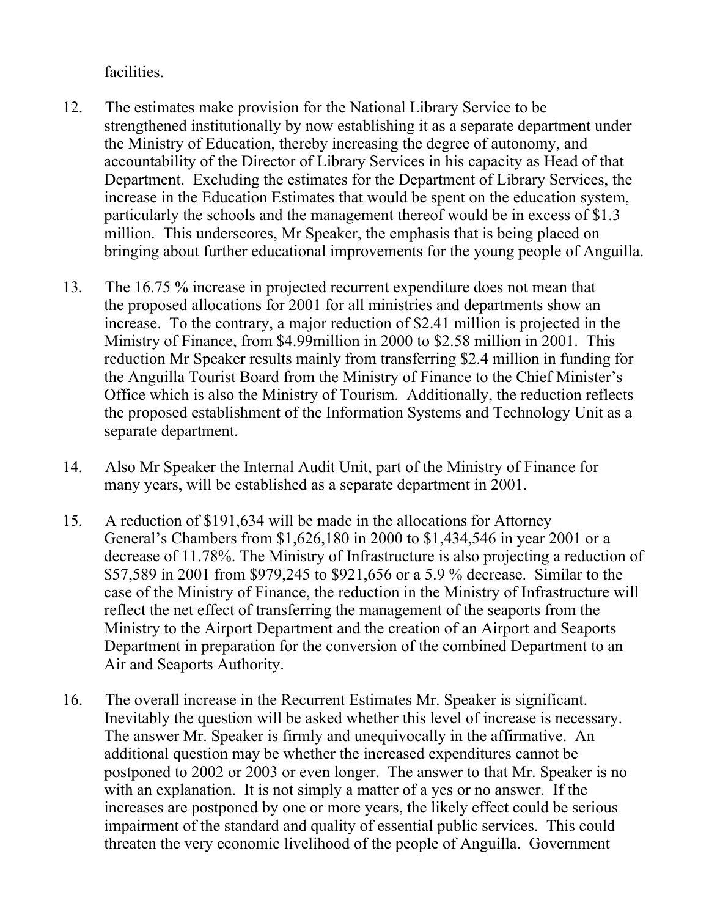facilities.

12. The estimates make provision for the National Library Service to be strengthened institutionally by now establishing it as a separate department under the Ministry of Education, thereby increasing the degree of autonomy, and accountability of the Director of Library Services in his capacity as Head of that Department. Excluding the estimates for the Department of Library Services, the increase in the Education Estimates that would be spent on the education system, particularly the schools and the management thereof would be in excess of $1.3 million. This underscores, Mr Speaker, the emphasis that is being placed on bringing about further educational improvements for the young people of Anguilla.

13. The 16.75 % increase in projected recurrent expenditure does not mean that the proposed allocations for 2001 for all ministries and departments show an increase. To the contrary, a major reduction of $2.41 million is projected in the Ministry of Finance, from $4.99million in 2000 to $2.58 million in 2001. This reduction Mr Speaker results mainly from transferring $2.4 million in funding for the Anguilla Tourist Board from the Ministry of Finance to the Chief Minister's Office which is also the Ministry of Tourism. Additionally, the reduction reflects the proposed establishment of the Information Systems and Technology Unit as a separate department.

14. Also Mr Speaker the Internal Audit Unit, part of the Ministry of Finance for many years, will be established as a separate department in 2001.

15. A reduction of $191,634 will be made in the allocations for Attorney General's Chambers from $1,626,180 in 2000 to $1,434,546 in year 2001 or a decrease of 11.78%. The Ministry of Infrastructure is also projecting a reduction of $57,589 in 2001 from $979,245 to $921,656 or a 5.9 % decrease. Similar to the case of the Ministry of Finance, the reduction in the Ministry of Infrastructure will reflect the net effect of transferring the management of the seaports from the Ministry to the Airport Department and the creation of an Airport and Seaports Department in preparation for the conversion of the combined Department to an Air and Seaports Authority.

16. The overall increase in the Recurrent Estimates Mr. Speaker is significant. Inevitably the question will be asked whether this level of increase is necessary. The answer Mr. Speaker is firmly and unequivocally in the affirmative. An additional question may be whether the increased expenditures cannot be postponed to 2002 or 2003 or even longer. The answer to that Mr. Speaker is no with an explanation. It is not simply a matter of a yes or no answer. If the increases are postponed by one or more years, the likely effect could be serious impairment of the standard and quality of essential public services. This could threaten the very economic livelihood of the people of Anguilla. Government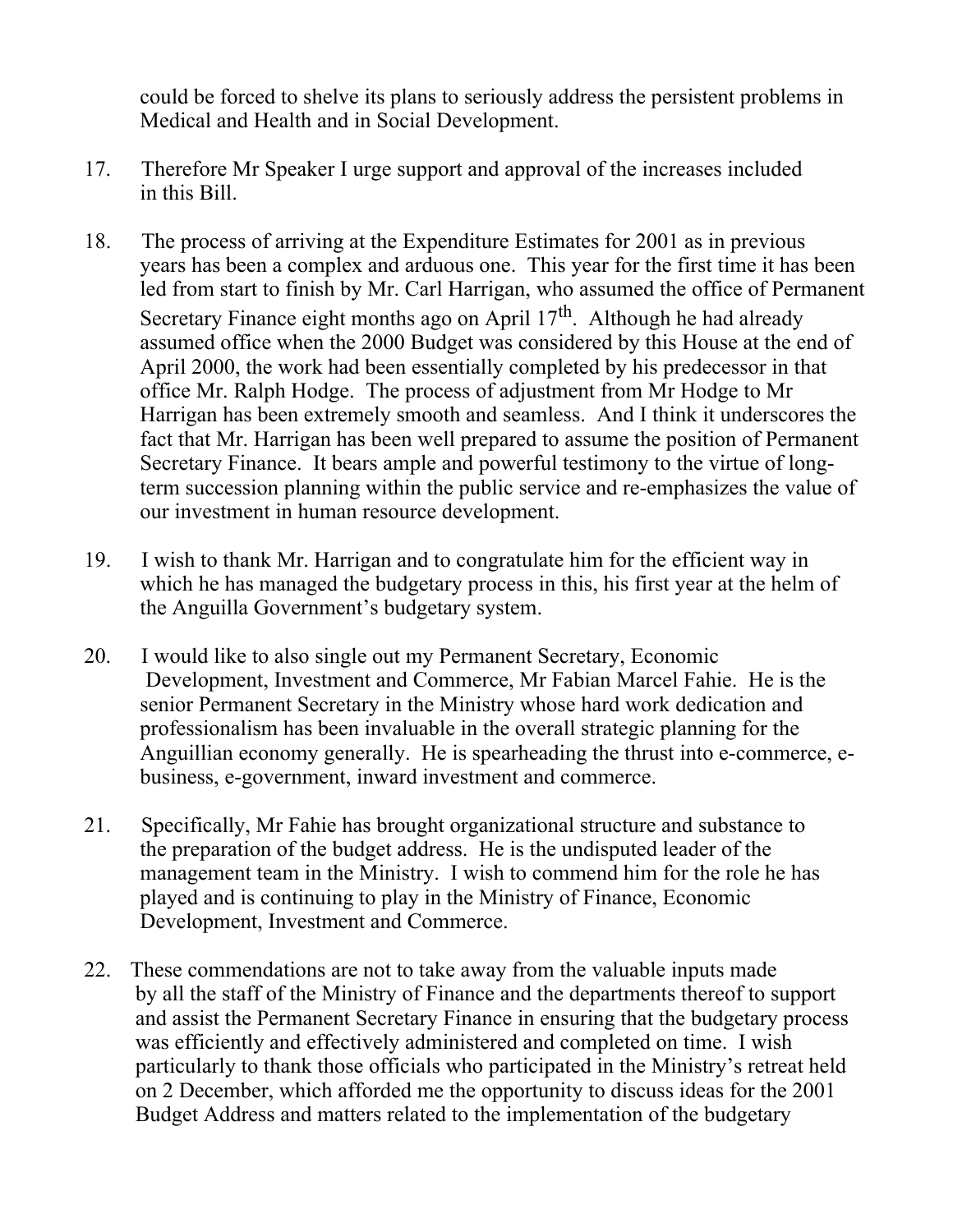could be forced to shelve its plans to seriously address the persistent problems in Medical and Health and in Social Development.

17. Therefore Mr Speaker I urge support and approval of the increases included in this Bill.

18. The process of arriving at the Expenditure Estimates for 2001 as in previous years has been a complex and arduous one. This year for the first time it has been led from start to finish by Mr. Carl Harrigan, who assumed the office of Permanent Secretary Finance eight months ago on April 17th. Although he had already assumed office when the 2000 Budget was considered by this House at the end of April 2000, the work had been essentially completed by his predecessor in that office Mr. Ralph Hodge. The process of adjustment from Mr Hodge to Mr Harrigan has been extremely smooth and seamless. And I think it underscores the fact that Mr. Harrigan has been well prepared to assume the position of Permanent Secretary Finance. It bears ample and powerful testimony to the virtue of long-term succession planning within the public service and re-emphasizes the value of our investment in human resource development.

19. I wish to thank Mr. Harrigan and to congratulate him for the efficient way in which he has managed the budgetary process in this, his first year at the helm of the Anguilla Government's budgetary system.

20. I would like to also single out my Permanent Secretary, Economic Development, Investment and Commerce, Mr Fabian Marcel Fahie. He is the senior Permanent Secretary in the Ministry whose hard work dedication and professionalism has been invaluable in the overall strategic planning for the Anguillian economy generally. He is spearheading the thrust into e-commerce, e-business, e-government, inward investment and commerce.

21. Specifically, Mr Fahie has brought organizational structure and substance to the preparation of the budget address. He is the undisputed leader of the management team in the Ministry. I wish to commend him for the role he has played and is continuing to play in the Ministry of Finance, Economic Development, Investment and Commerce.

22. These commendations are not to take away from the valuable inputs made by all the staff of the Ministry of Finance and the departments thereof to support and assist the Permanent Secretary Finance in ensuring that the budgetary process was efficiently and effectively administered and completed on time. I wish particularly to thank those officials who participated in the Ministry's retreat held on 2 December, which afforded me the opportunity to discuss ideas for the 2001 Budget Address and matters related to the implementation of the budgetary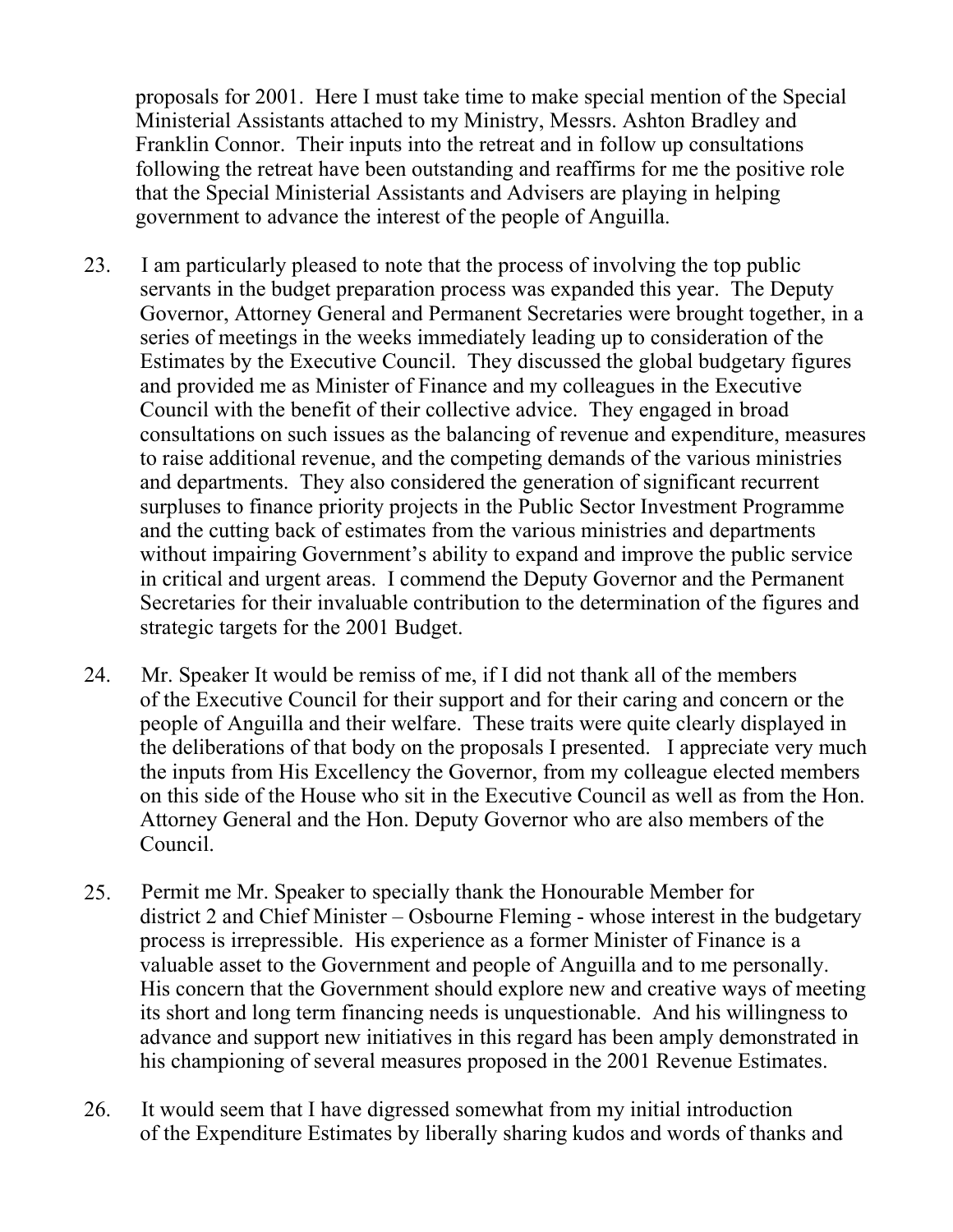proposals for 2001. Here I must take time to make special mention of the Special Ministerial Assistants attached to my Ministry, Messrs. Ashton Bradley and Franklin Connor. Their inputs into the retreat and in follow up consultations following the retreat have been outstanding and reaffirms for me the positive role that the Special Ministerial Assistants and Advisers are playing in helping government to advance the interest of the people of Anguilla.

23. I am particularly pleased to note that the process of involving the top public servants in the budget preparation process was expanded this year. The Deputy Governor, Attorney General and Permanent Secretaries were brought together, in a series of meetings in the weeks immediately leading up to consideration of the Estimates by the Executive Council. They discussed the global budgetary figures and provided me as Minister of Finance and my colleagues in the Executive Council with the benefit of their collective advice. They engaged in broad consultations on such issues as the balancing of revenue and expenditure, measures to raise additional revenue, and the competing demands of the various ministries and departments. They also considered the generation of significant recurrent surpluses to finance priority projects in the Public Sector Investment Programme and the cutting back of estimates from the various ministries and departments without impairing Government's ability to expand and improve the public service in critical and urgent areas. I commend the Deputy Governor and the Permanent Secretaries for their invaluable contribution to the determination of the figures and strategic targets for the 2001 Budget.

24. Mr. Speaker It would be remiss of me, if I did not thank all of the members of the Executive Council for their support and for their caring and concern or the people of Anguilla and their welfare. These traits were quite clearly displayed in the deliberations of that body on the proposals I presented. I appreciate very much the inputs from His Excellency the Governor, from my colleague elected members on this side of the House who sit in the Executive Council as well as from the Hon. Attorney General and the Hon. Deputy Governor who are also members of the Council.

25. Permit me Mr. Speaker to specially thank the Honourable Member for district 2 and Chief Minister – Osbourne Fleming - whose interest in the budgetary process is irrepressible. His experience as a former Minister of Finance is a valuable asset to the Government and people of Anguilla and to me personally. His concern that the Government should explore new and creative ways of meeting its short and long term financing needs is unquestionable. And his willingness to advance and support new initiatives in this regard has been amply demonstrated in his championing of several measures proposed in the 2001 Revenue Estimates.

26. It would seem that I have digressed somewhat from my initial introduction of the Expenditure Estimates by liberally sharing kudos and words of thanks and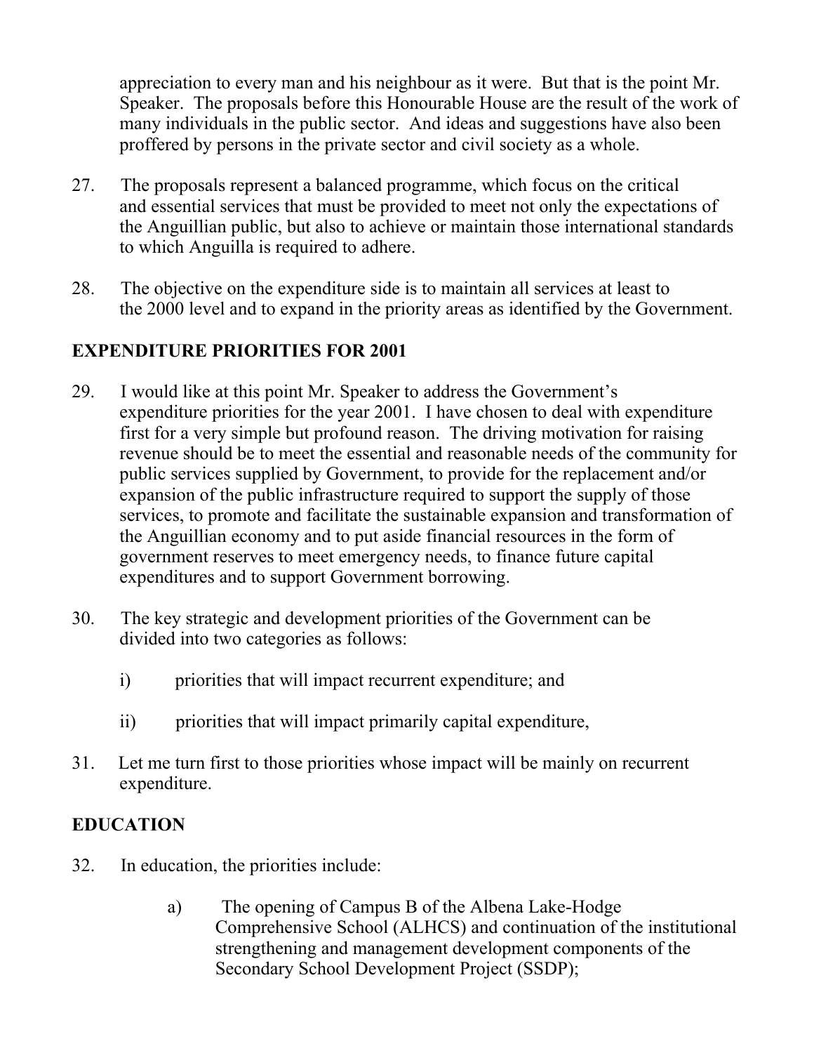appreciation to every man and his neighbour as it were. But that is the point Mr. Speaker. The proposals before this Honourable House are the result of the work of many individuals in the public sector. And ideas and suggestions have also been proffered by persons in the private sector and civil society as a whole.

27. The proposals represent a balanced programme, which focus on the critical and essential services that must be provided to meet not only the expectations of the Anguillian public, but also to achieve or maintain those international standards to which Anguilla is required to adhere.

28. The objective on the expenditure side is to maintain all services at least to the 2000 level and to expand in the priority areas as identified by the Government.

## EXPENDITURE PRIORITIES FOR 2001

29. I would like at this point Mr. Speaker to address the Government's expenditure priorities for the year 2001. I have chosen to deal with expenditure first for a very simple but profound reason. The driving motivation for raising revenue should be to meet the essential and reasonable needs of the community for public services supplied by Government, to provide for the replacement and/or expansion of the public infrastructure required to support the supply of those services, to promote and facilitate the sustainable expansion and transformation of the Anguillian economy and to put aside financial resources in the form of government reserves to meet emergency needs, to finance future capital expenditures and to support Government borrowing.

30. The key strategic and development priorities of the Government can be divided into two categories as follows:

    i) priorities that will impact recurrent expenditure; and

    ii) priorities that will impact primarily capital expenditure,

31. Let me turn first to those priorities whose impact will be mainly on recurrent expenditure.

## EDUCATION

32. In education, the priorities include:

    a) The opening of Campus B of the Albena Lake-Hodge Comprehensive School (ALHCS) and continuation of the institutional strengthening and management development components of the Secondary School Development Project (SSDP);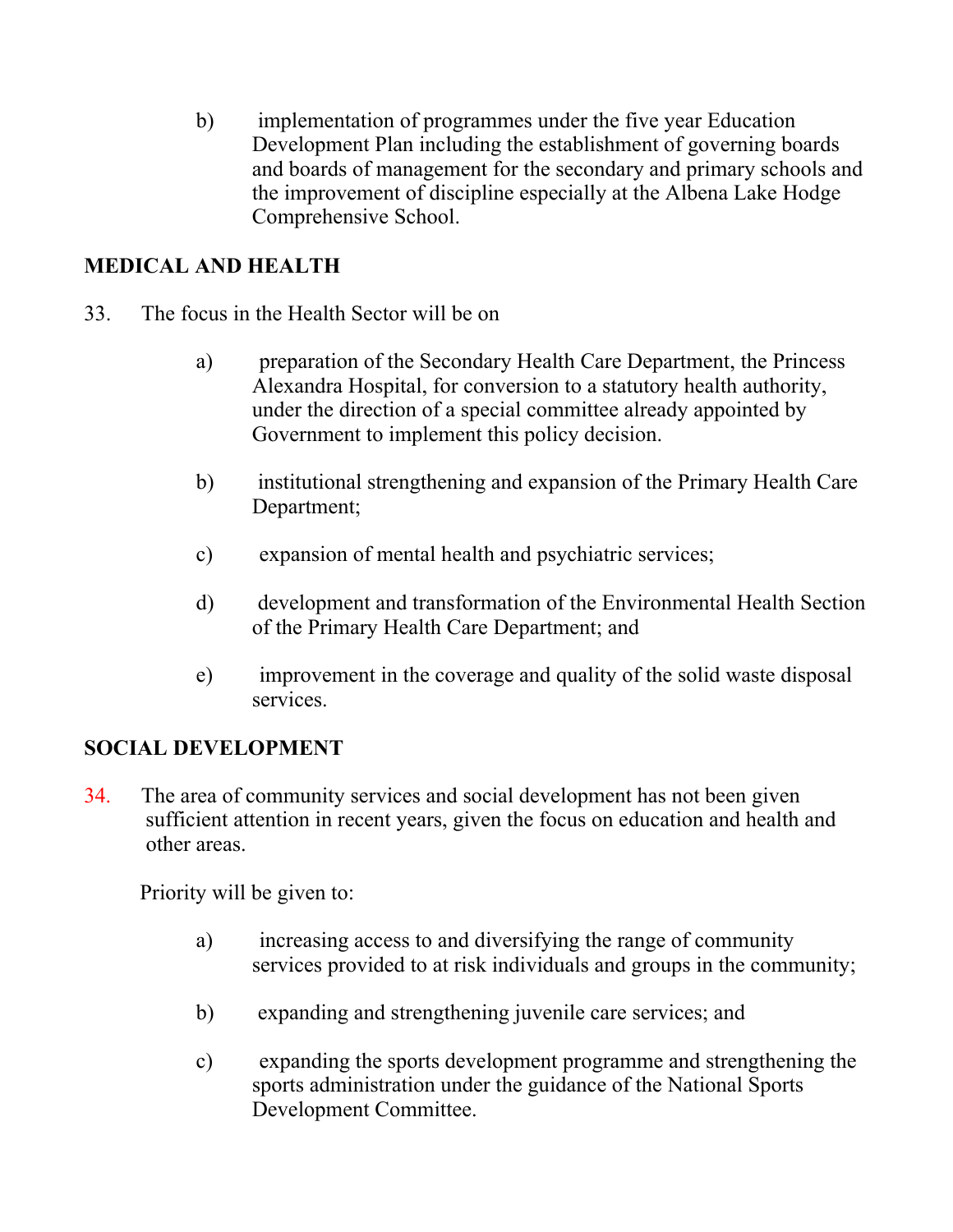b) implementation of programmes under the five year Education Development Plan including the establishment of governing boards and boards of management for the secondary and primary schools and the improvement of discipline especially at the Albena Lake Hodge Comprehensive School.

## MEDICAL AND HEALTH

33. The focus in the Health Sector will be on

  a) preparation of the Secondary Health Care Department, the Princess Alexandra Hospital, for conversion to a statutory health authority, under the direction of a special committee already appointed by Government to implement this policy decision.

  b) institutional strengthening and expansion of the Primary Health Care Department;

  c) expansion of mental health and psychiatric services;

  d) development and transformation of the Environmental Health Section of the Primary Health Care Department; and

  e) improvement in the coverage and quality of the solid waste disposal services.

## SOCIAL DEVELOPMENT

34. The area of community services and social development has not been given sufficient attention in recent years, given the focus on education and health and other areas.

Priority will be given to:

  a) increasing access to and diversifying the range of community services provided to at risk individuals and groups in the community;

  b) expanding and strengthening juvenile care services; and

  c) expanding the sports development programme and strengthening the sports administration under the guidance of the National Sports Development Committee.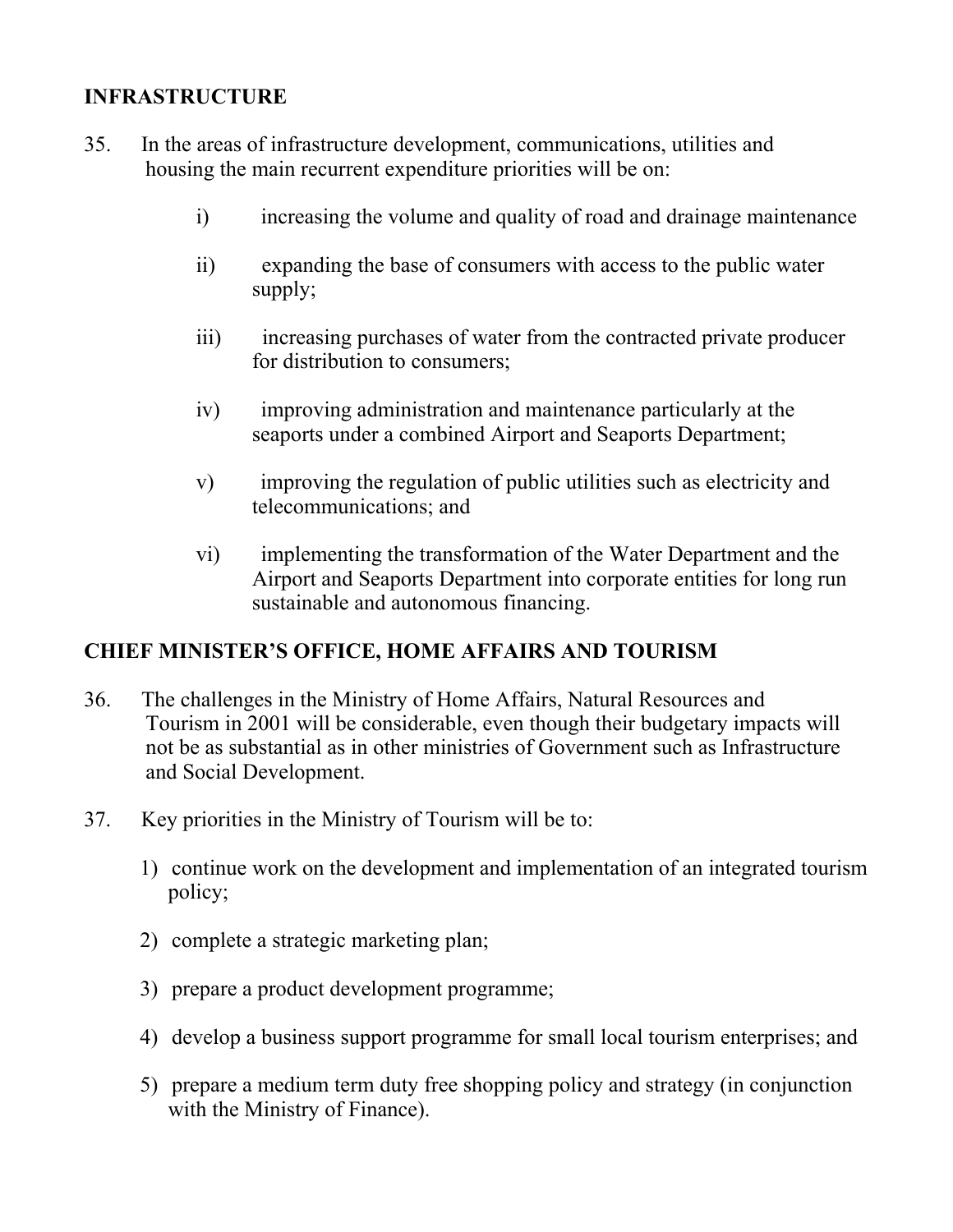## INFRASTRUCTURE

35. In the areas of infrastructure development, communications, utilities and housing the main recurrent expenditure priorities will be on:

    i) increasing the volume and quality of road and drainage maintenance

    ii) expanding the base of consumers with access to the public water supply;

    iii) increasing purchases of water from the contracted private producer for distribution to consumers;

    iv) improving administration and maintenance particularly at the seaports under a combined Airport and Seaports Department;

    v) improving the regulation of public utilities such as electricity and telecommunications; and

    vi) implementing the transformation of the Water Department and the Airport and Seaports Department into corporate entities for long run sustainable and autonomous financing.

## CHIEF MINISTER'S OFFICE, HOME AFFAIRS AND TOURISM

36. The challenges in the Ministry of Home Affairs, Natural Resources and Tourism in 2001 will be considerable, even though their budgetary impacts will not be as substantial as in other ministries of Government such as Infrastructure and Social Development.

37. Key priorities in the Ministry of Tourism will be to:

    1) continue work on the development and implementation of an integrated tourism policy;

    2) complete a strategic marketing plan;

    3) prepare a product development programme;

    4) develop a business support programme for small local tourism enterprises; and

    5) prepare a medium term duty free shopping policy and strategy (in conjunction with the Ministry of Finance).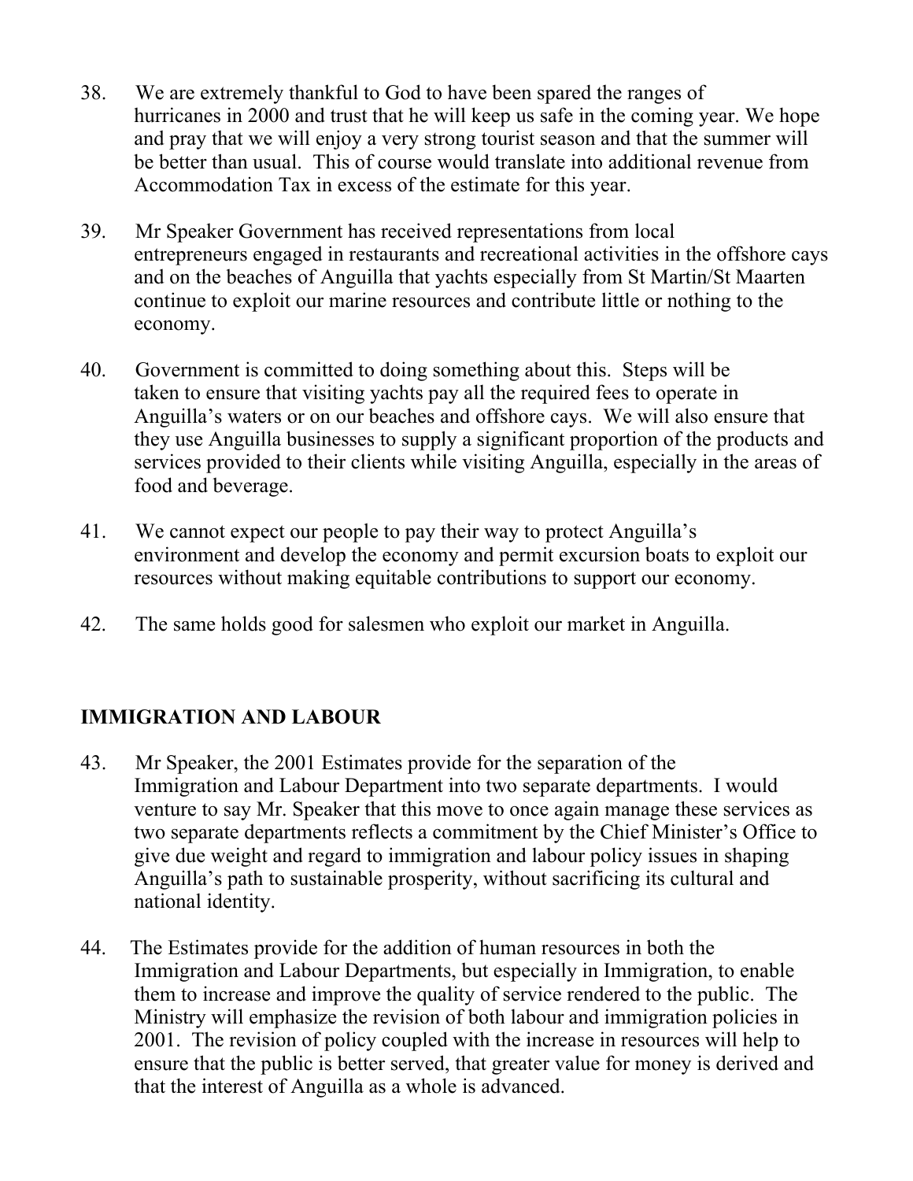38. We are extremely thankful to God to have been spared the ranges of hurricanes in 2000 and trust that he will keep us safe in the coming year. We hope and pray that we will enjoy a very strong tourist season and that the summer will be better than usual. This of course would translate into additional revenue from Accommodation Tax in excess of the estimate for this year.

39. Mr Speaker Government has received representations from local entrepreneurs engaged in restaurants and recreational activities in the offshore cays and on the beaches of Anguilla that yachts especially from St Martin/St Maarten continue to exploit our marine resources and contribute little or nothing to the economy.

40. Government is committed to doing something about this. Steps will be taken to ensure that visiting yachts pay all the required fees to operate in Anguilla's waters or on our beaches and offshore cays. We will also ensure that they use Anguilla businesses to supply a significant proportion of the products and services provided to their clients while visiting Anguilla, especially in the areas of food and beverage.

41. We cannot expect our people to pay their way to protect Anguilla's environment and develop the economy and permit excursion boats to exploit our resources without making equitable contributions to support our economy.

42. The same holds good for salesmen who exploit our market in Anguilla.

## IMMIGRATION AND LABOUR

43. Mr Speaker, the 2001 Estimates provide for the separation of the Immigration and Labour Department into two separate departments. I would venture to say Mr. Speaker that this move to once again manage these services as two separate departments reflects a commitment by the Chief Minister's Office to give due weight and regard to immigration and labour policy issues in shaping Anguilla's path to sustainable prosperity, without sacrificing its cultural and national identity.

44. The Estimates provide for the addition of human resources in both the Immigration and Labour Departments, but especially in Immigration, to enable them to increase and improve the quality of service rendered to the public. The Ministry will emphasize the revision of both labour and immigration policies in 2001. The revision of policy coupled with the increase in resources will help to ensure that the public is better served, that greater value for money is derived and that the interest of Anguilla as a whole is advanced.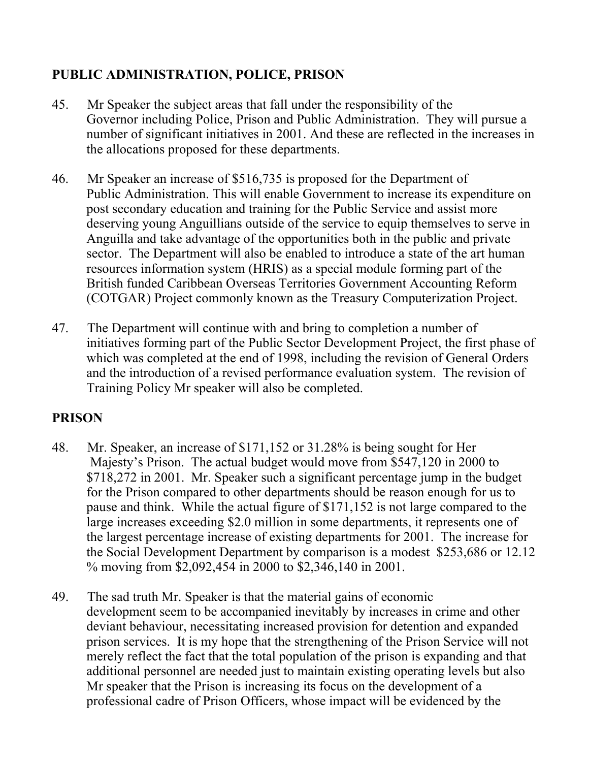## PUBLIC ADMINISTRATION, POLICE, PRISON

45. Mr Speaker the subject areas that fall under the responsibility of the Governor including Police, Prison and Public Administration. They will pursue a number of significant initiatives in 2001. And these are reflected in the increases in the allocations proposed for these departments.

46. Mr Speaker an increase of $516,735 is proposed for the Department of Public Administration. This will enable Government to increase its expenditure on post secondary education and training for the Public Service and assist more deserving young Anguillians outside of the service to equip themselves to serve in Anguilla and take advantage of the opportunities both in the public and private sector. The Department will also be enabled to introduce a state of the art human resources information system (HRIS) as a special module forming part of the British funded Caribbean Overseas Territories Government Accounting Reform (COTGAR) Project commonly known as the Treasury Computerization Project.

47. The Department will continue with and bring to completion a number of initiatives forming part of the Public Sector Development Project, the first phase of which was completed at the end of 1998, including the revision of General Orders and the introduction of a revised performance evaluation system. The revision of Training Policy Mr speaker will also be completed.

## PRISON

48. Mr. Speaker, an increase of $171,152 or 31.28% is being sought for Her Majesty's Prison. The actual budget would move from $547,120 in 2000 to $718,272 in 2001. Mr. Speaker such a significant percentage jump in the budget for the Prison compared to other departments should be reason enough for us to pause and think. While the actual figure of $171,152 is not large compared to the large increases exceeding $2.0 million in some departments, it represents one of the largest percentage increase of existing departments for 2001. The increase for the Social Development Department by comparison is a modest $253,686 or 12.12 % moving from $2,092,454 in 2000 to $2,346,140 in 2001.

49. The sad truth Mr. Speaker is that the material gains of economic development seem to be accompanied inevitably by increases in crime and other deviant behaviour, necessitating increased provision for detention and expanded prison services. It is my hope that the strengthening of the Prison Service will not merely reflect the fact that the total population of the prison is expanding and that additional personnel are needed just to maintain existing operating levels but also Mr speaker that the Prison is increasing its focus on the development of a professional cadre of Prison Officers, whose impact will be evidenced by the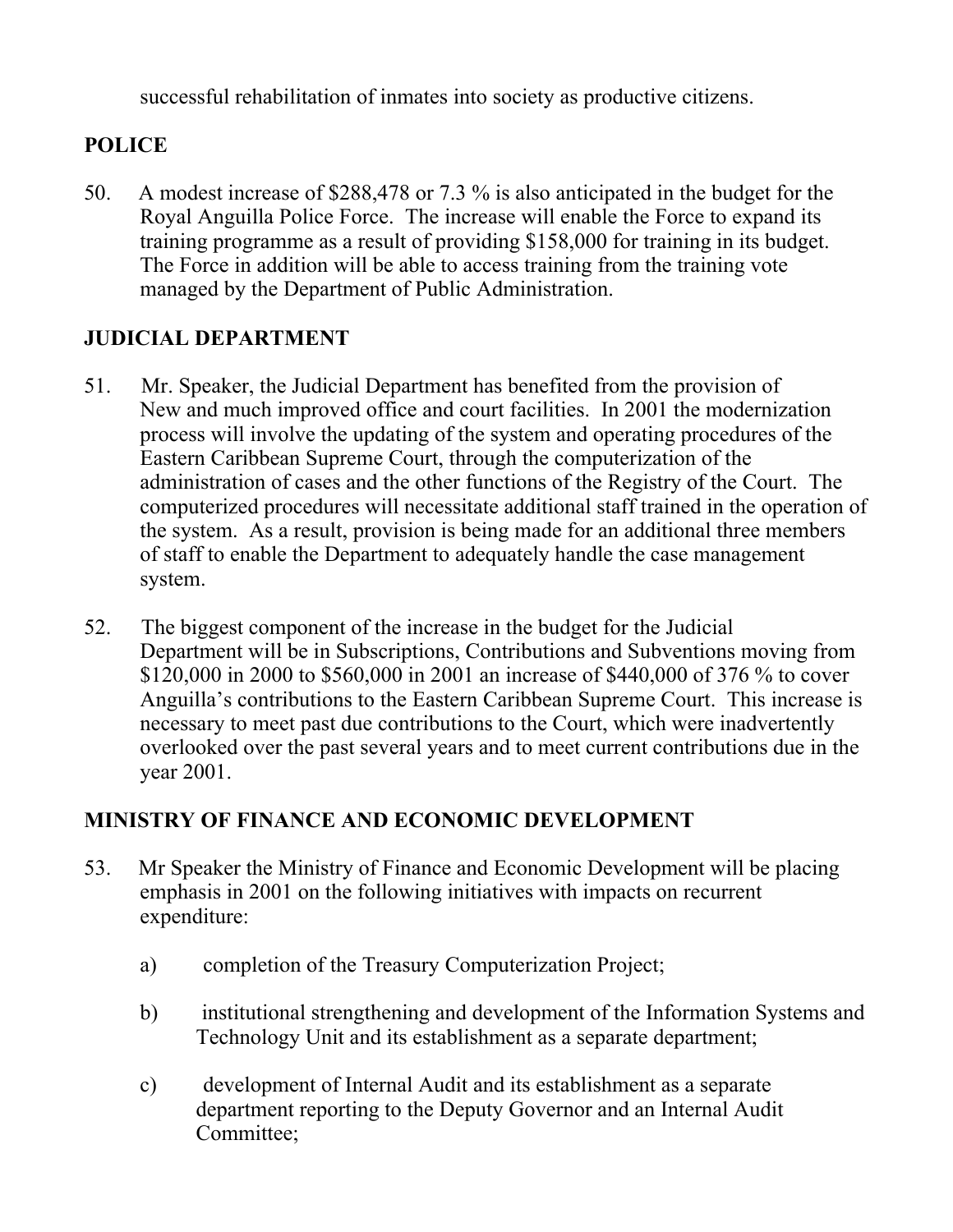successful rehabilitation of inmates into society as productive citizens.

## POLICE

50. A modest increase of $288,478 or 7.3 % is also anticipated in the budget for the Royal Anguilla Police Force. The increase will enable the Force to expand its training programme as a result of providing $158,000 for training in its budget. The Force in addition will be able to access training from the training vote managed by the Department of Public Administration.

## JUDICIAL DEPARTMENT

51. Mr. Speaker, the Judicial Department has benefited from the provision of New and much improved office and court facilities. In 2001 the modernization process will involve the updating of the system and operating procedures of the Eastern Caribbean Supreme Court, through the computerization of the administration of cases and the other functions of the Registry of the Court. The computerized procedures will necessitate additional staff trained in the operation of the system. As a result, provision is being made for an additional three members of staff to enable the Department to adequately handle the case management system.

52. The biggest component of the increase in the budget for the Judicial Department will be in Subscriptions, Contributions and Subventions moving from $120,000 in 2000 to $560,000 in 2001 an increase of $440,000 of 376 % to cover Anguilla's contributions to the Eastern Caribbean Supreme Court. This increase is necessary to meet past due contributions to the Court, which were inadvertently overlooked over the past several years and to meet current contributions due in the year 2001.

## MINISTRY OF FINANCE AND ECONOMIC DEVELOPMENT

53. Mr Speaker the Ministry of Finance and Economic Development will be placing emphasis in 2001 on the following initiatives with impacts on recurrent expenditure:

   a) completion of the Treasury Computerization Project;

   b) institutional strengthening and development of the Information Systems and Technology Unit and its establishment as a separate department;

   c) development of Internal Audit and its establishment as a separate department reporting to the Deputy Governor and an Internal Audit Committee;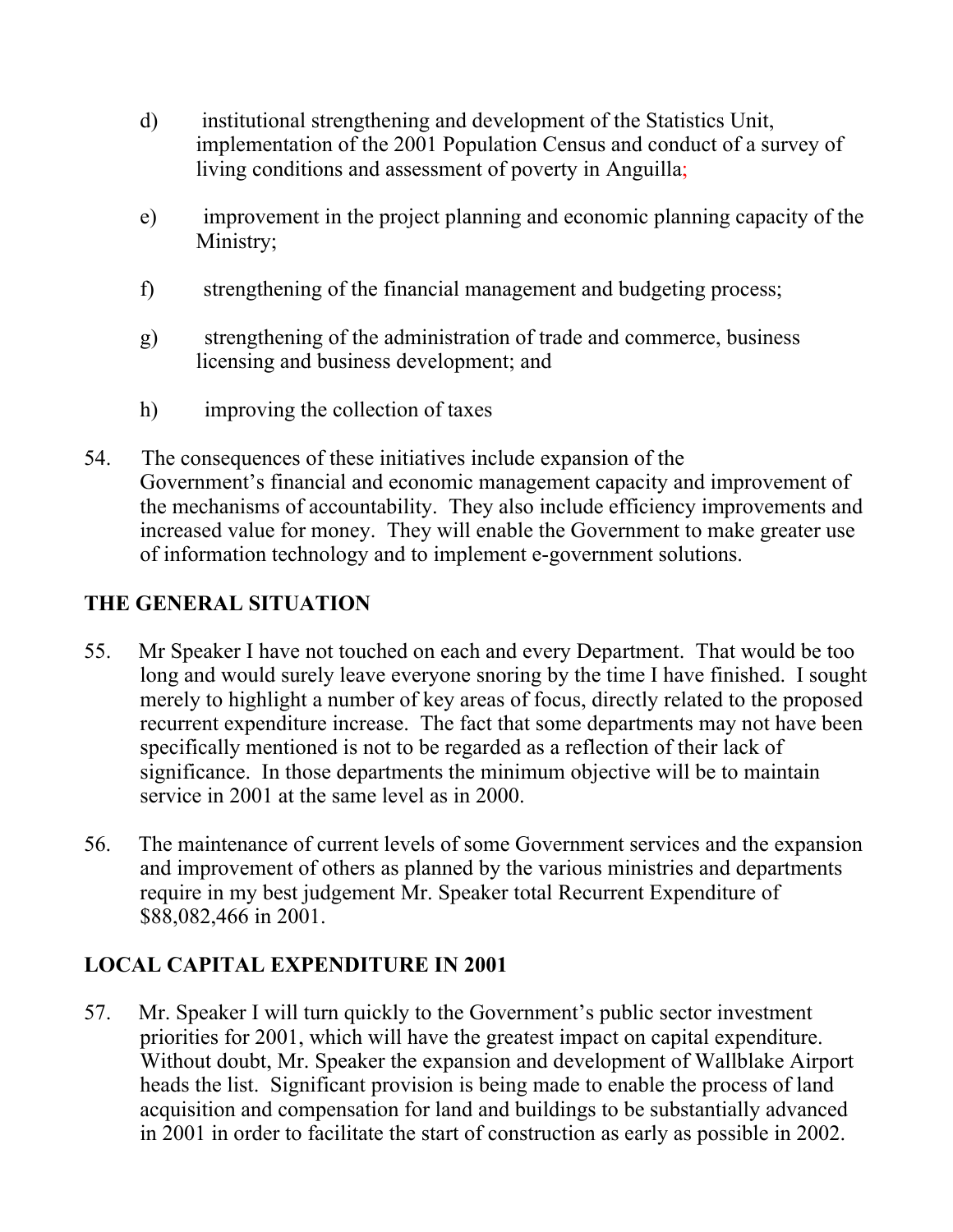d) institutional strengthening and development of the Statistics Unit, implementation of the 2001 Population Census and conduct of a survey of living conditions and assessment of poverty in Anguilla;

e) improvement in the project planning and economic planning capacity of the Ministry;

f) strengthening of the financial management and budgeting process;

g) strengthening of the administration of trade and commerce, business licensing and business development; and

h) improving the collection of taxes

54. The consequences of these initiatives include expansion of the Government's financial and economic management capacity and improvement of the mechanisms of accountability. They also include efficiency improvements and increased value for money. They will enable the Government to make greater use of information technology and to implement e-government solutions.

## THE GENERAL SITUATION

55. Mr Speaker I have not touched on each and every Department. That would be too long and would surely leave everyone snoring by the time I have finished. I sought merely to highlight a number of key areas of focus, directly related to the proposed recurrent expenditure increase. The fact that some departments may not have been specifically mentioned is not to be regarded as a reflection of their lack of significance. In those departments the minimum objective will be to maintain service in 2001 at the same level as in 2000.

56. The maintenance of current levels of some Government services and the expansion and improvement of others as planned by the various ministries and departments require in my best judgement Mr. Speaker total Recurrent Expenditure of $88,082,466 in 2001.

## LOCAL CAPITAL EXPENDITURE IN 2001

57. Mr. Speaker I will turn quickly to the Government's public sector investment priorities for 2001, which will have the greatest impact on capital expenditure. Without doubt, Mr. Speaker the expansion and development of Wallblake Airport heads the list. Significant provision is being made to enable the process of land acquisition and compensation for land and buildings to be substantially advanced in 2001 in order to facilitate the start of construction as early as possible in 2002.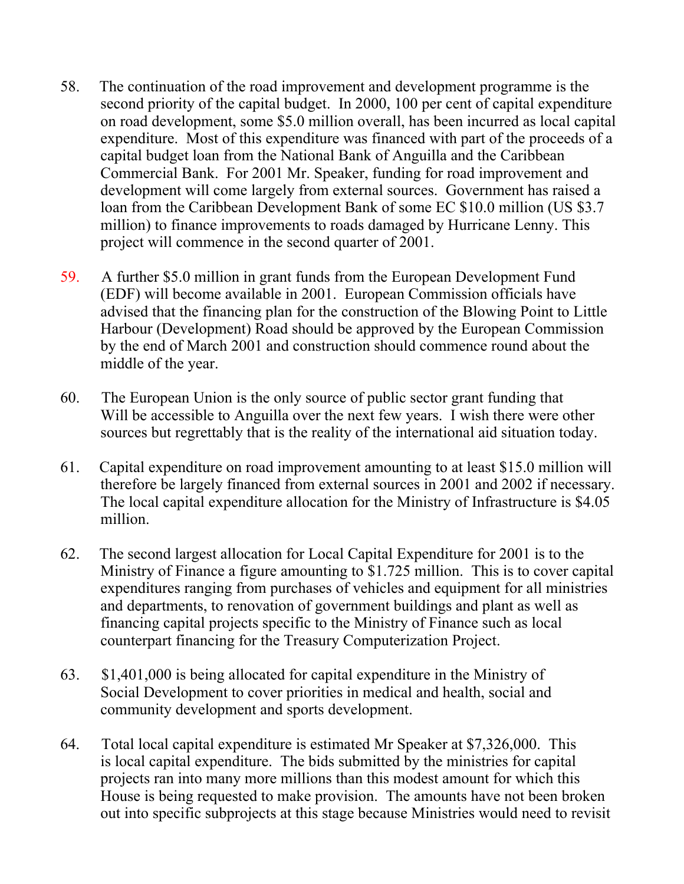58. The continuation of the road improvement and development programme is the second priority of the capital budget. In 2000, 100 per cent of capital expenditure on road development, some $5.0 million overall, has been incurred as local capital expenditure. Most of this expenditure was financed with part of the proceeds of a capital budget loan from the National Bank of Anguilla and the Caribbean Commercial Bank. For 2001 Mr. Speaker, funding for road improvement and development will come largely from external sources. Government has raised a loan from the Caribbean Development Bank of some EC $10.0 million (US $3.7 million) to finance improvements to roads damaged by Hurricane Lenny. This project will commence in the second quarter of 2001.

59. A further $5.0 million in grant funds from the European Development Fund (EDF) will become available in 2001. European Commission officials have advised that the financing plan for the construction of the Blowing Point to Little Harbour (Development) Road should be approved by the European Commission by the end of March 2001 and construction should commence round about the middle of the year.

60. The European Union is the only source of public sector grant funding that Will be accessible to Anguilla over the next few years. I wish there were other sources but regrettably that is the reality of the international aid situation today.

61. Capital expenditure on road improvement amounting to at least $15.0 million will therefore be largely financed from external sources in 2001 and 2002 if necessary. The local capital expenditure allocation for the Ministry of Infrastructure is $4.05 million.

62. The second largest allocation for Local Capital Expenditure for 2001 is to the Ministry of Finance a figure amounting to $1.725 million. This is to cover capital expenditures ranging from purchases of vehicles and equipment for all ministries and departments, to renovation of government buildings and plant as well as financing capital projects specific to the Ministry of Finance such as local counterpart financing for the Treasury Computerization Project.

63. $1,401,000 is being allocated for capital expenditure in the Ministry of Social Development to cover priorities in medical and health, social and community development and sports development.

64. Total local capital expenditure is estimated Mr Speaker at $7,326,000. This is local capital expenditure. The bids submitted by the ministries for capital projects ran into many more millions than this modest amount for which this House is being requested to make provision. The amounts have not been broken out into specific subprojects at this stage because Ministries would need to revisit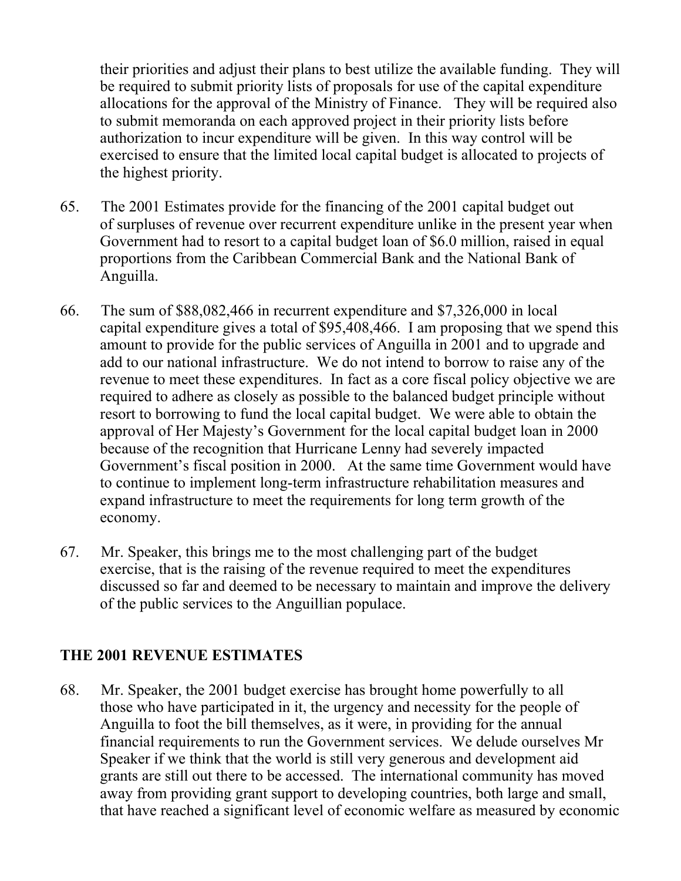their priorities and adjust their plans to best utilize the available funding. They will be required to submit priority lists of proposals for use of the capital expenditure allocations for the approval of the Ministry of Finance. They will be required also to submit memoranda on each approved project in their priority lists before authorization to incur expenditure will be given. In this way control will be exercised to ensure that the limited local capital budget is allocated to projects of the highest priority.

65. The 2001 Estimates provide for the financing of the 2001 capital budget out of surpluses of revenue over recurrent expenditure unlike in the present year when Government had to resort to a capital budget loan of $6.0 million, raised in equal proportions from the Caribbean Commercial Bank and the National Bank of Anguilla.

66. The sum of $88,082,466 in recurrent expenditure and $7,326,000 in local capital expenditure gives a total of $95,408,466. I am proposing that we spend this amount to provide for the public services of Anguilla in 2001 and to upgrade and add to our national infrastructure. We do not intend to borrow to raise any of the revenue to meet these expenditures. In fact as a core fiscal policy objective we are required to adhere as closely as possible to the balanced budget principle without resort to borrowing to fund the local capital budget. We were able to obtain the approval of Her Majesty's Government for the local capital budget loan in 2000 because of the recognition that Hurricane Lenny had severely impacted Government's fiscal position in 2000. At the same time Government would have to continue to implement long-term infrastructure rehabilitation measures and expand infrastructure to meet the requirements for long term growth of the economy.

67. Mr. Speaker, this brings me to the most challenging part of the budget exercise, that is the raising of the revenue required to meet the expenditures discussed so far and deemed to be necessary to maintain and improve the delivery of the public services to the Anguillian populace.

## THE 2001 REVENUE ESTIMATES

68. Mr. Speaker, the 2001 budget exercise has brought home powerfully to all those who have participated in it, the urgency and necessity for the people of Anguilla to foot the bill themselves, as it were, in providing for the annual financial requirements to run the Government services. We delude ourselves Mr Speaker if we think that the world is still very generous and development aid grants are still out there to be accessed. The international community has moved away from providing grant support to developing countries, both large and small, that have reached a significant level of economic welfare as measured by economic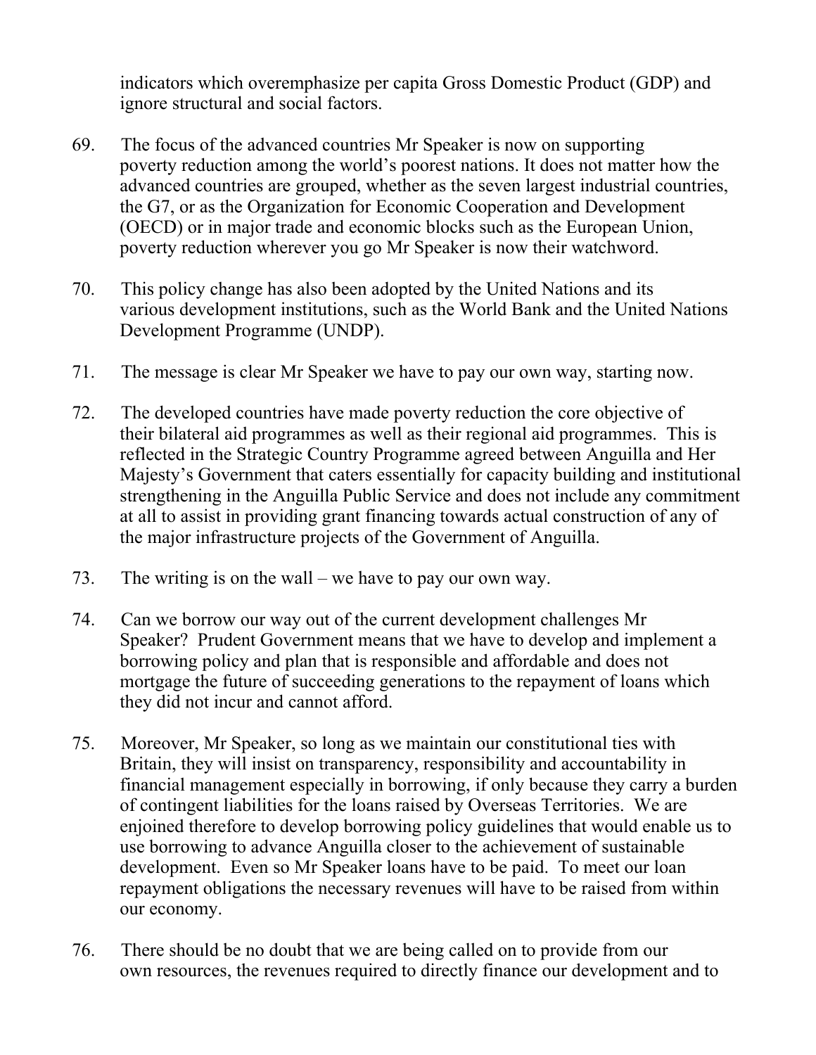indicators which overemphasize per capita Gross Domestic Product (GDP) and ignore structural and social factors.

69. The focus of the advanced countries Mr Speaker is now on supporting poverty reduction among the world's poorest nations. It does not matter how the advanced countries are grouped, whether as the seven largest industrial countries, the G7, or as the Organization for Economic Cooperation and Development (OECD) or in major trade and economic blocks such as the European Union, poverty reduction wherever you go Mr Speaker is now their watchword.

70. This policy change has also been adopted by the United Nations and its various development institutions, such as the World Bank and the United Nations Development Programme (UNDP).

71. The message is clear Mr Speaker we have to pay our own way, starting now.

72. The developed countries have made poverty reduction the core objective of their bilateral aid programmes as well as their regional aid programmes. This is reflected in the Strategic Country Programme agreed between Anguilla and Her Majesty's Government that caters essentially for capacity building and institutional strengthening in the Anguilla Public Service and does not include any commitment at all to assist in providing grant financing towards actual construction of any of the major infrastructure projects of the Government of Anguilla.

73. The writing is on the wall – we have to pay our own way.

74. Can we borrow our way out of the current development challenges Mr Speaker? Prudent Government means that we have to develop and implement a borrowing policy and plan that is responsible and affordable and does not mortgage the future of succeeding generations to the repayment of loans which they did not incur and cannot afford.

75. Moreover, Mr Speaker, so long as we maintain our constitutional ties with Britain, they will insist on transparency, responsibility and accountability in financial management especially in borrowing, if only because they carry a burden of contingent liabilities for the loans raised by Overseas Territories. We are enjoined therefore to develop borrowing policy guidelines that would enable us to use borrowing to advance Anguilla closer to the achievement of sustainable development. Even so Mr Speaker loans have to be paid. To meet our loan repayment obligations the necessary revenues will have to be raised from within our economy.

76. There should be no doubt that we are being called on to provide from our own resources, the revenues required to directly finance our development and to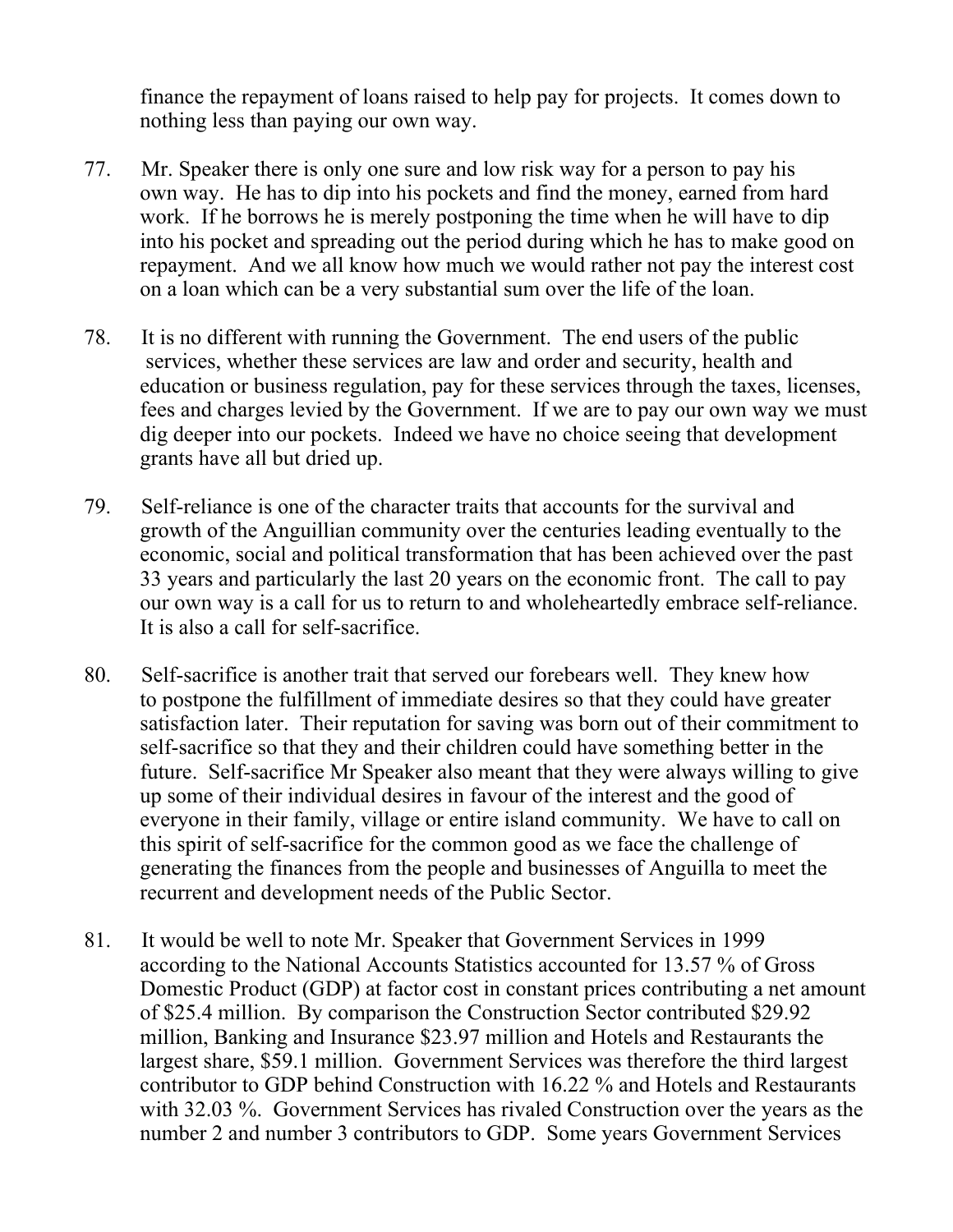finance the repayment of loans raised to help pay for projects. It comes down to nothing less than paying our own way.

77. Mr. Speaker there is only one sure and low risk way for a person to pay his own way. He has to dip into his pockets and find the money, earned from hard work. If he borrows he is merely postponing the time when he will have to dip into his pocket and spreading out the period during which he has to make good on repayment. And we all know how much we would rather not pay the interest cost on a loan which can be a very substantial sum over the life of the loan.

78. It is no different with running the Government. The end users of the public services, whether these services are law and order and security, health and education or business regulation, pay for these services through the taxes, licenses, fees and charges levied by the Government. If we are to pay our own way we must dig deeper into our pockets. Indeed we have no choice seeing that development grants have all but dried up.

79. Self-reliance is one of the character traits that accounts for the survival and growth of the Anguillian community over the centuries leading eventually to the economic, social and political transformation that has been achieved over the past 33 years and particularly the last 20 years on the economic front. The call to pay our own way is a call for us to return to and wholeheartedly embrace self-reliance. It is also a call for self-sacrifice.

80. Self-sacrifice is another trait that served our forebears well. They knew how to postpone the fulfillment of immediate desires so that they could have greater satisfaction later. Their reputation for saving was born out of their commitment to self-sacrifice so that they and their children could have something better in the future. Self-sacrifice Mr Speaker also meant that they were always willing to give up some of their individual desires in favour of the interest and the good of everyone in their family, village or entire island community. We have to call on this spirit of self-sacrifice for the common good as we face the challenge of generating the finances from the people and businesses of Anguilla to meet the recurrent and development needs of the Public Sector.

81. It would be well to note Mr. Speaker that Government Services in 1999 according to the National Accounts Statistics accounted for 13.57 % of Gross Domestic Product (GDP) at factor cost in constant prices contributing a net amount of $25.4 million. By comparison the Construction Sector contributed $29.92 million, Banking and Insurance $23.97 million and Hotels and Restaurants the largest share, $59.1 million. Government Services was therefore the third largest contributor to GDP behind Construction with 16.22 % and Hotels and Restaurants with 32.03 %. Government Services has rivaled Construction over the years as the number 2 and number 3 contributors to GDP. Some years Government Services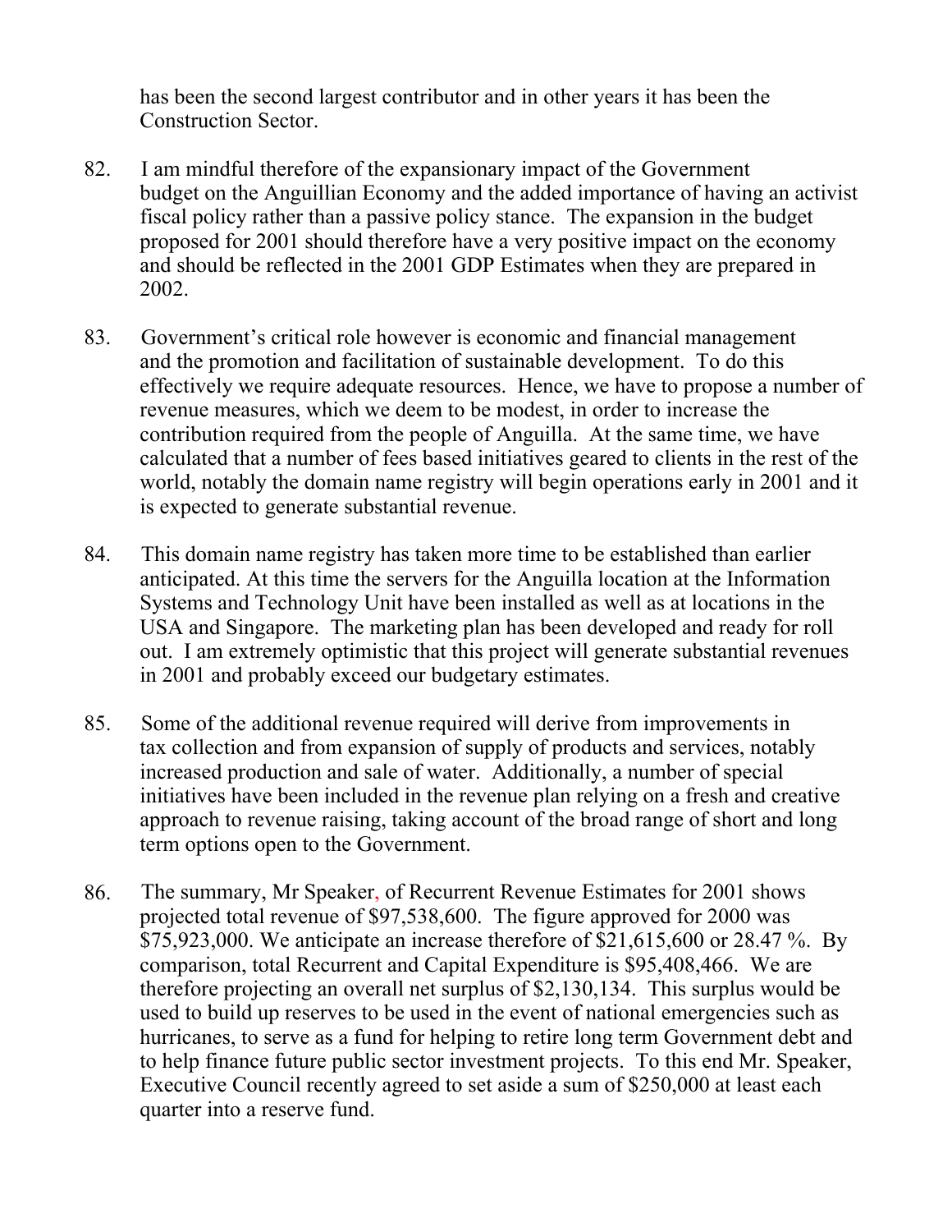has been the second largest contributor and in other years it has been the Construction Sector.

82. I am mindful therefore of the expansionary impact of the Government budget on the Anguillian Economy and the added importance of having an activist fiscal policy rather than a passive policy stance. The expansion in the budget proposed for 2001 should therefore have a very positive impact on the economy and should be reflected in the 2001 GDP Estimates when they are prepared in 2002.

83. Government's critical role however is economic and financial management and the promotion and facilitation of sustainable development. To do this effectively we require adequate resources. Hence, we have to propose a number of revenue measures, which we deem to be modest, in order to increase the contribution required from the people of Anguilla. At the same time, we have calculated that a number of fees based initiatives geared to clients in the rest of the world, notably the domain name registry will begin operations early in 2001 and it is expected to generate substantial revenue.

84. This domain name registry has taken more time to be established than earlier anticipated. At this time the servers for the Anguilla location at the Information Systems and Technology Unit have been installed as well as at locations in the USA and Singapore. The marketing plan has been developed and ready for roll out. I am extremely optimistic that this project will generate substantial revenues in 2001 and probably exceed our budgetary estimates.

85. Some of the additional revenue required will derive from improvements in tax collection and from expansion of supply of products and services, notably increased production and sale of water. Additionally, a number of special initiatives have been included in the revenue plan relying on a fresh and creative approach to revenue raising, taking account of the broad range of short and long term options open to the Government.

86. The summary, Mr Speaker, of Recurrent Revenue Estimates for 2001 shows projected total revenue of $97,538,600. The figure approved for 2000 was $75,923,000. We anticipate an increase therefore of $21,615,600 or 28.47 %. By comparison, total Recurrent and Capital Expenditure is $95,408,466. We are therefore projecting an overall net surplus of $2,130,134. This surplus would be used to build up reserves to be used in the event of national emergencies such as hurricanes, to serve as a fund for helping to retire long term Government debt and to help finance future public sector investment projects. To this end Mr. Speaker, Executive Council recently agreed to set aside a sum of $250,000 at least each quarter into a reserve fund.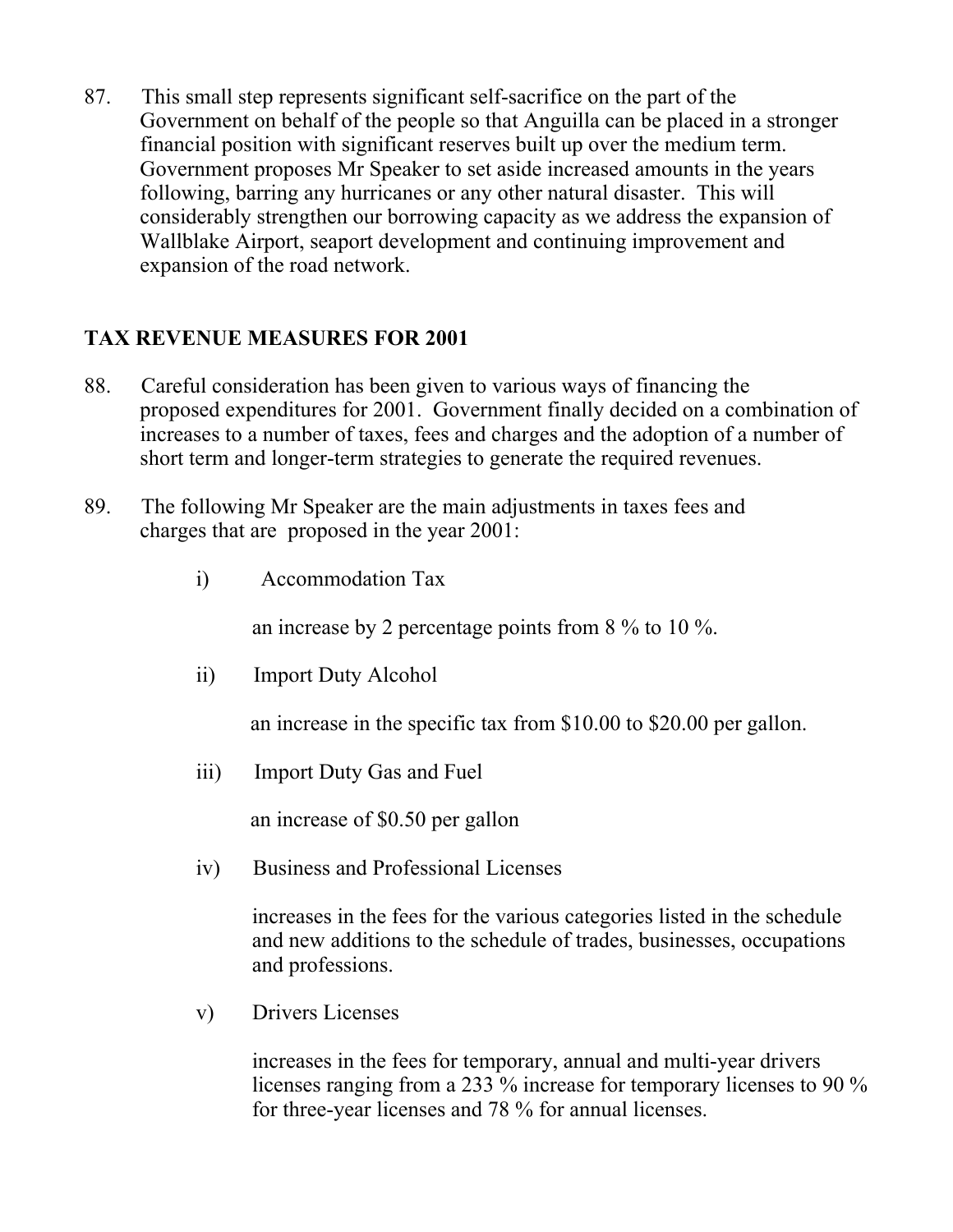87. This small step represents significant self-sacrifice on the part of the Government on behalf of the people so that Anguilla can be placed in a stronger financial position with significant reserves built up over the medium term. Government proposes Mr Speaker to set aside increased amounts in the years following, barring any hurricanes or any other natural disaster. This will considerably strengthen our borrowing capacity as we address the expansion of Wallblake Airport, seaport development and continuing improvement and expansion of the road network.

## TAX REVENUE MEASURES FOR 2001

88. Careful consideration has been given to various ways of financing the proposed expenditures for 2001. Government finally decided on a combination of increases to a number of taxes, fees and charges and the adoption of a number of short term and longer-term strategies to generate the required revenues.

89. The following Mr Speaker are the main adjustments in taxes fees and charges that are proposed in the year 2001:

i) Accommodation Tax

   an increase by 2 percentage points from 8 % to 10 %.

ii) Import Duty Alcohol

   an increase in the specific tax from $10.00 to $20.00 per gallon.

iii) Import Duty Gas and Fuel

   an increase of $0.50 per gallon

iv) Business and Professional Licenses

   increases in the fees for the various categories listed in the schedule and new additions to the schedule of trades, businesses, occupations and professions.

v) Drivers Licenses

   increases in the fees for temporary, annual and multi-year drivers licenses ranging from a 233 % increase for temporary licenses to 90 % for three-year licenses and 78 % for annual licenses.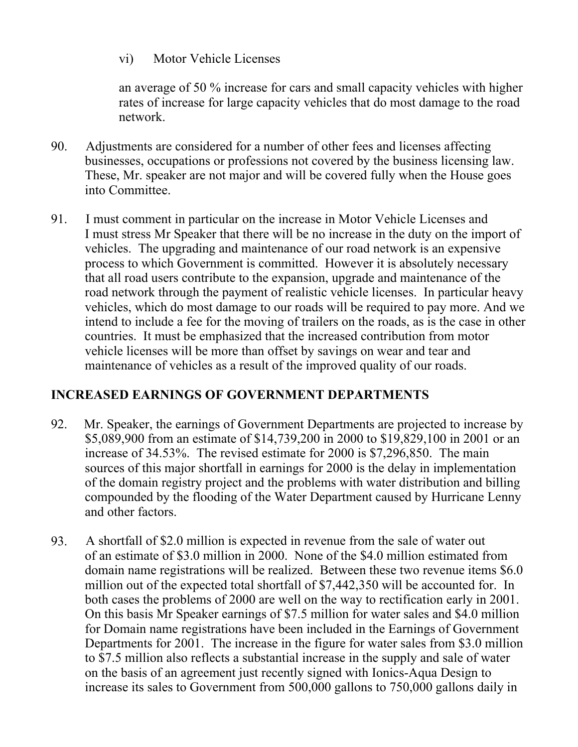vi) Motor Vehicle Licenses

an average of 50 % increase for cars and small capacity vehicles with higher rates of increase for large capacity vehicles that do most damage to the road network.

90. Adjustments are considered for a number of other fees and licenses affecting businesses, occupations or professions not covered by the business licensing law. These, Mr. speaker are not major and will be covered fully when the House goes into Committee.

91. I must comment in particular on the increase in Motor Vehicle Licenses and I must stress Mr Speaker that there will be no increase in the duty on the import of vehicles. The upgrading and maintenance of our road network is an expensive process to which Government is committed. However it is absolutely necessary that all road users contribute to the expansion, upgrade and maintenance of the road network through the payment of realistic vehicle licenses. In particular heavy vehicles, which do most damage to our roads will be required to pay more. And we intend to include a fee for the moving of trailers on the roads, as is the case in other countries. It must be emphasized that the increased contribution from motor vehicle licenses will be more than offset by savings on wear and tear and maintenance of vehicles as a result of the improved quality of our roads.

## INCREASED EARNINGS OF GOVERNMENT DEPARTMENTS

92. Mr. Speaker, the earnings of Government Departments are projected to increase by $5,089,900 from an estimate of $14,739,200 in 2000 to $19,829,100 in 2001 or an increase of 34.53%. The revised estimate for 2000 is $7,296,850. The main sources of this major shortfall in earnings for 2000 is the delay in implementation of the domain registry project and the problems with water distribution and billing compounded by the flooding of the Water Department caused by Hurricane Lenny and other factors.

93. A shortfall of $2.0 million is expected in revenue from the sale of water out of an estimate of $3.0 million in 2000. None of the $4.0 million estimated from domain name registrations will be realized. Between these two revenue items $6.0 million out of the expected total shortfall of $7,442,350 will be accounted for. In both cases the problems of 2000 are well on the way to rectification early in 2001. On this basis Mr Speaker earnings of $7.5 million for water sales and $4.0 million for Domain name registrations have been included in the Earnings of Government Departments for 2001. The increase in the figure for water sales from $3.0 million to $7.5 million also reflects a substantial increase in the supply and sale of water on the basis of an agreement just recently signed with Ionics-Aqua Design to increase its sales to Government from 500,000 gallons to 750,000 gallons daily in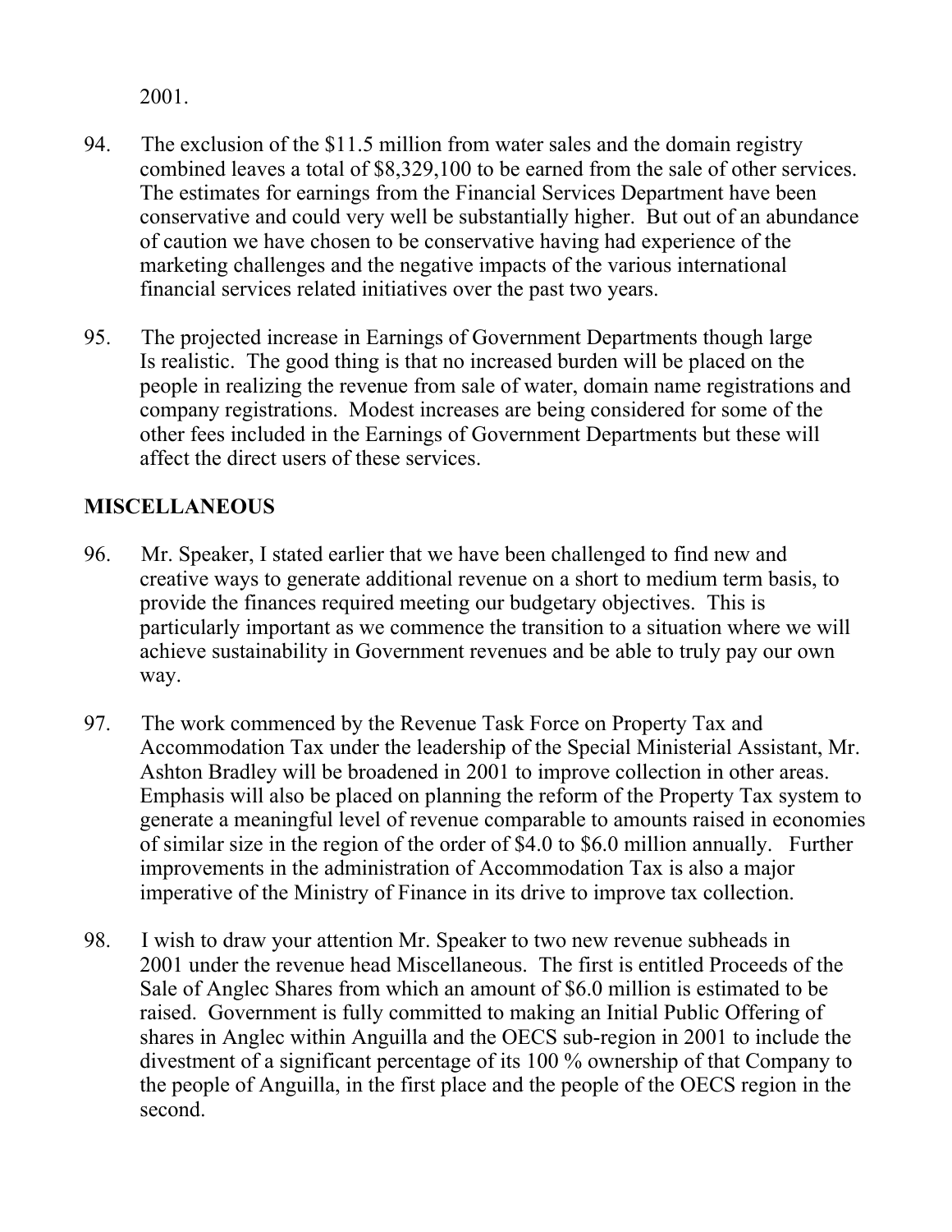2001.

94. The exclusion of the $11.5 million from water sales and the domain registry combined leaves a total of $8,329,100 to be earned from the sale of other services. The estimates for earnings from the Financial Services Department have been conservative and could very well be substantially higher. But out of an abundance of caution we have chosen to be conservative having had experience of the marketing challenges and the negative impacts of the various international financial services related initiatives over the past two years.

95. The projected increase in Earnings of Government Departments though large Is realistic. The good thing is that no increased burden will be placed on the people in realizing the revenue from sale of water, domain name registrations and company registrations. Modest increases are being considered for some of the other fees included in the Earnings of Government Departments but these will affect the direct users of these services.

**MISCELLANEOUS**

96. Mr. Speaker, I stated earlier that we have been challenged to find new and creative ways to generate additional revenue on a short to medium term basis, to provide the finances required meeting our budgetary objectives. This is particularly important as we commence the transition to a situation where we will achieve sustainability in Government revenues and be able to truly pay our own way.

97. The work commenced by the Revenue Task Force on Property Tax and Accommodation Tax under the leadership of the Special Ministerial Assistant, Mr. Ashton Bradley will be broadened in 2001 to improve collection in other areas. Emphasis will also be placed on planning the reform of the Property Tax system to generate a meaningful level of revenue comparable to amounts raised in economies of similar size in the region of the order of $4.0 to $6.0 million annually. Further improvements in the administration of Accommodation Tax is also a major imperative of the Ministry of Finance in its drive to improve tax collection.

98. I wish to draw your attention Mr. Speaker to two new revenue subheads in 2001 under the revenue head Miscellaneous. The first is entitled Proceeds of the Sale of Anglec Shares from which an amount of $6.0 million is estimated to be raised. Government is fully committed to making an Initial Public Offering of shares in Anglec within Anguilla and the OECS sub-region in 2001 to include the divestment of a significant percentage of its 100 % ownership of that Company to the people of Anguilla, in the first place and the people of the OECS region in the second.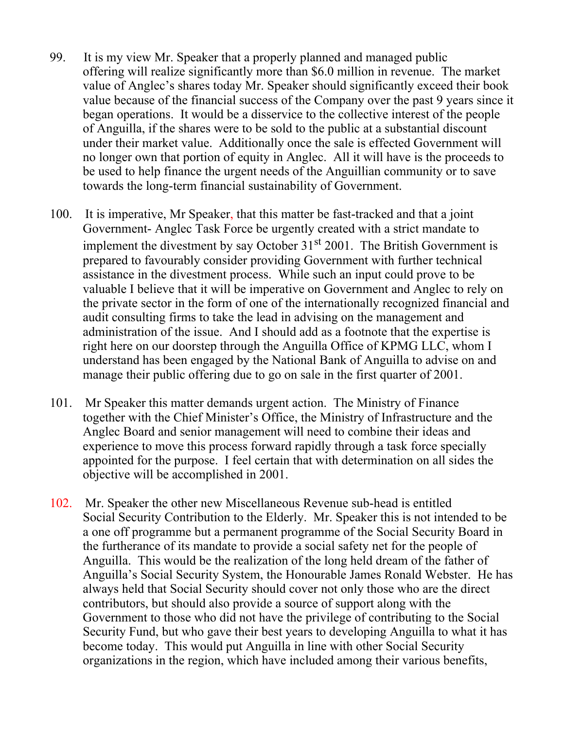99. It is my view Mr. Speaker that a properly planned and managed public offering will realize significantly more than $6.0 million in revenue. The market value of Anglec's shares today Mr. Speaker should significantly exceed their book value because of the financial success of the Company over the past 9 years since it began operations. It would be a disservice to the collective interest of the people of Anguilla, if the shares were to be sold to the public at a substantial discount under their market value. Additionally once the sale is effected Government will no longer own that portion of equity in Anglec. All it will have is the proceeds to be used to help finance the urgent needs of the Anguillian community or to save towards the long-term financial sustainability of Government.

100. It is imperative, Mr Speaker, that this matter be fast-tracked and that a joint Government- Anglec Task Force be urgently created with a strict mandate to implement the divestment by say October 31st 2001. The British Government is prepared to favourably consider providing Government with further technical assistance in the divestment process. While such an input could prove to be valuable I believe that it will be imperative on Government and Anglec to rely on the private sector in the form of one of the internationally recognized financial and audit consulting firms to take the lead in advising on the management and administration of the issue. And I should add as a footnote that the expertise is right here on our doorstep through the Anguilla Office of KPMG LLC, whom I understand has been engaged by the National Bank of Anguilla to advise on and manage their public offering due to go on sale in the first quarter of 2001.

101. Mr Speaker this matter demands urgent action. The Ministry of Finance together with the Chief Minister's Office, the Ministry of Infrastructure and the Anglec Board and senior management will need to combine their ideas and experience to move this process forward rapidly through a task force specially appointed for the purpose. I feel certain that with determination on all sides the objective will be accomplished in 2001.

102. Mr. Speaker the other new Miscellaneous Revenue sub-head is entitled Social Security Contribution to the Elderly. Mr. Speaker this is not intended to be a one off programme but a permanent programme of the Social Security Board in the furtherance of its mandate to provide a social safety net for the people of Anguilla. This would be the realization of the long held dream of the father of Anguilla's Social Security System, the Honourable James Ronald Webster. He has always held that Social Security should cover not only those who are the direct contributors, but should also provide a source of support along with the Government to those who did not have the privilege of contributing to the Social Security Fund, but who gave their best years to developing Anguilla to what it has become today. This would put Anguilla in line with other Social Security organizations in the region, which have included among their various benefits,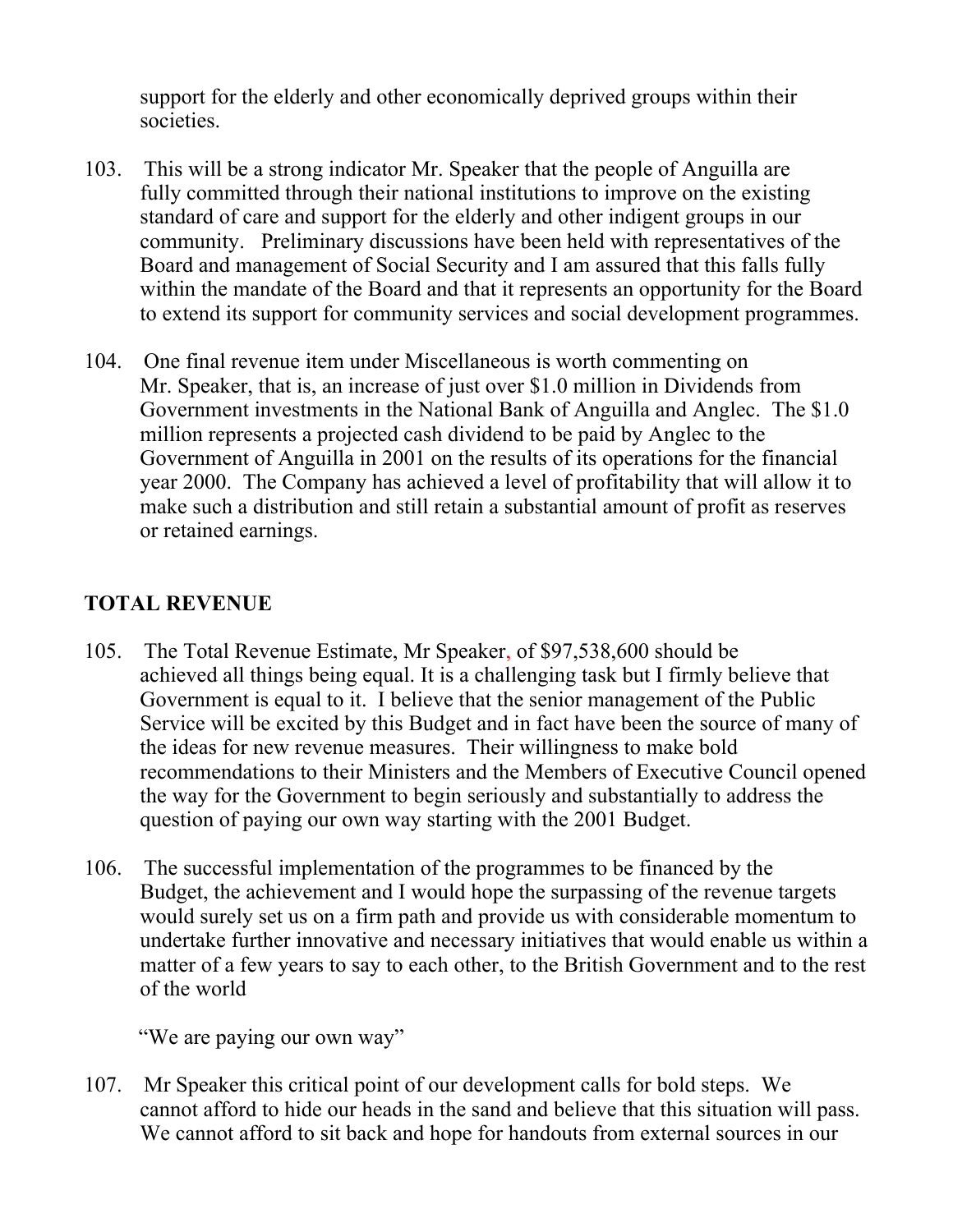support for the elderly and other economically deprived groups within their societies.

103. This will be a strong indicator Mr. Speaker that the people of Anguilla are fully committed through their national institutions to improve on the existing standard of care and support for the elderly and other indigent groups in our community. Preliminary discussions have been held with representatives of the Board and management of Social Security and I am assured that this falls fully within the mandate of the Board and that it represents an opportunity for the Board to extend its support for community services and social development programmes.

104. One final revenue item under Miscellaneous is worth commenting on Mr. Speaker, that is, an increase of just over $1.0 million in Dividends from Government investments in the National Bank of Anguilla and Anglec. The $1.0 million represents a projected cash dividend to be paid by Anglec to the Government of Anguilla in 2001 on the results of its operations for the financial year 2000. The Company has achieved a level of profitability that will allow it to make such a distribution and still retain a substantial amount of profit as reserves or retained earnings.

## TOTAL REVENUE

105. The Total Revenue Estimate, Mr Speaker, of $97,538,600 should be achieved all things being equal. It is a challenging task but I firmly believe that Government is equal to it. I believe that the senior management of the Public Service will be excited by this Budget and in fact have been the source of many of the ideas for new revenue measures. Their willingness to make bold recommendations to their Ministers and the Members of Executive Council opened the way for the Government to begin seriously and substantially to address the question of paying our own way starting with the 2001 Budget.

106. The successful implementation of the programmes to be financed by the Budget, the achievement and I would hope the surpassing of the revenue targets would surely set us on a firm path and provide us with considerable momentum to undertake further innovative and necessary initiatives that would enable us within a matter of a few years to say to each other, to the British Government and to the rest of the world

"We are paying our own way"

107. Mr Speaker this critical point of our development calls for bold steps. We cannot afford to hide our heads in the sand and believe that this situation will pass. We cannot afford to sit back and hope for handouts from external sources in our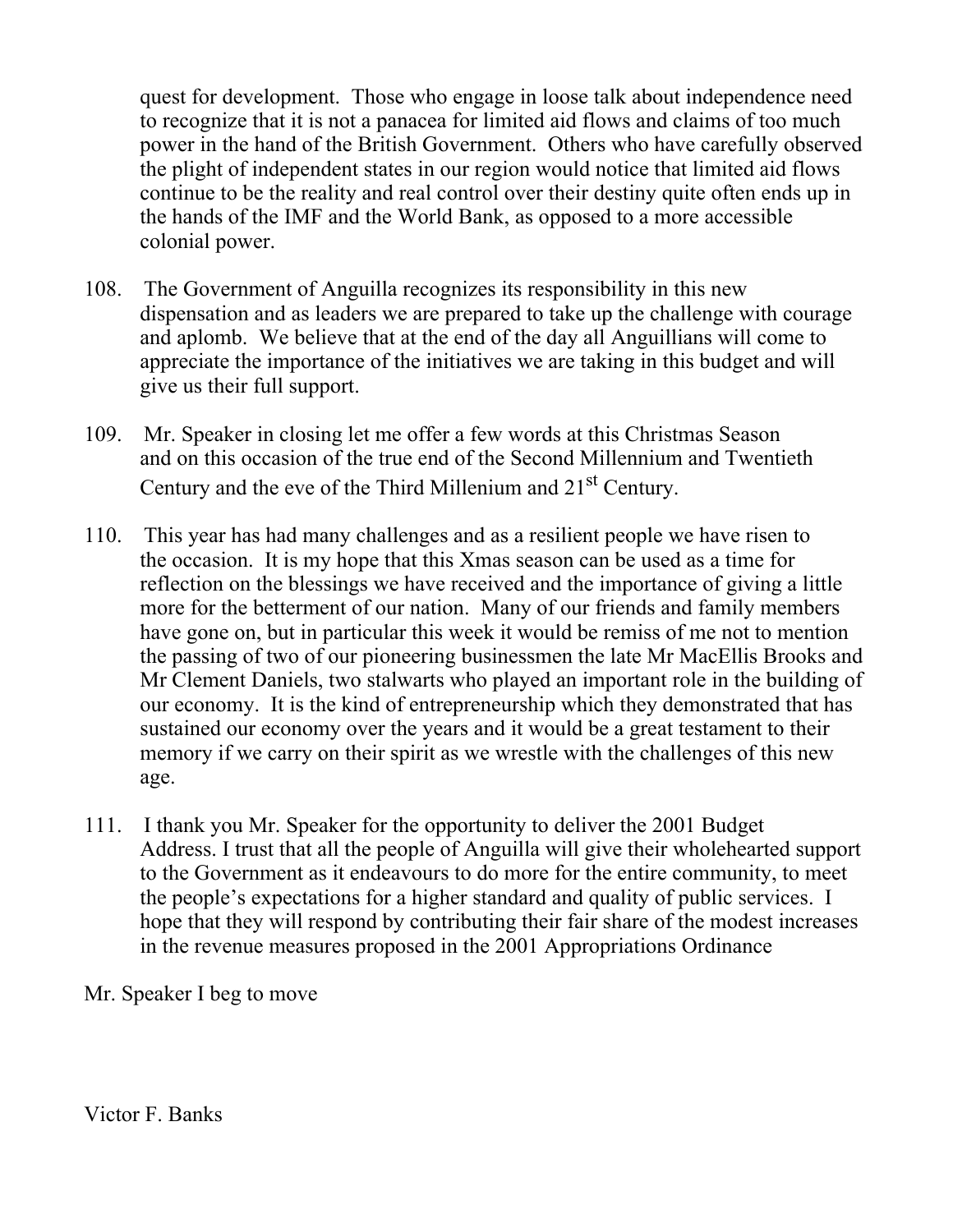quest for development. Those who engage in loose talk about independence need to recognize that it is not a panacea for limited aid flows and claims of too much power in the hand of the British Government. Others who have carefully observed the plight of independent states in our region would notice that limited aid flows continue to be the reality and real control over their destiny quite often ends up in the hands of the IMF and the World Bank, as opposed to a more accessible colonial power.

108. The Government of Anguilla recognizes its responsibility in this new dispensation and as leaders we are prepared to take up the challenge with courage and aplomb. We believe that at the end of the day all Anguillians will come to appreciate the importance of the initiatives we are taking in this budget and will give us their full support.

109. Mr. Speaker in closing let me offer a few words at this Christmas Season and on this occasion of the true end of the Second Millennium and Twentieth Century and the eve of the Third Millenium and 21st Century.

110. This year has had many challenges and as a resilient people we have risen to the occasion. It is my hope that this Xmas season can be used as a time for reflection on the blessings we have received and the importance of giving a little more for the betterment of our nation. Many of our friends and family members have gone on, but in particular this week it would be remiss of me not to mention the passing of two of our pioneering businessmen the late Mr MacEllis Brooks and Mr Clement Daniels, two stalwarts who played an important role in the building of our economy. It is the kind of entrepreneurship which they demonstrated that has sustained our economy over the years and it would be a great testament to their memory if we carry on their spirit as we wrestle with the challenges of this new age.

111. I thank you Mr. Speaker for the opportunity to deliver the 2001 Budget Address. I trust that all the people of Anguilla will give their wholehearted support to the Government as it endeavours to do more for the entire community, to meet the people's expectations for a higher standard and quality of public services. I hope that they will respond by contributing their fair share of the modest increases in the revenue measures proposed in the 2001 Appropriations Ordinance

Mr. Speaker I beg to move

Victor F. Banks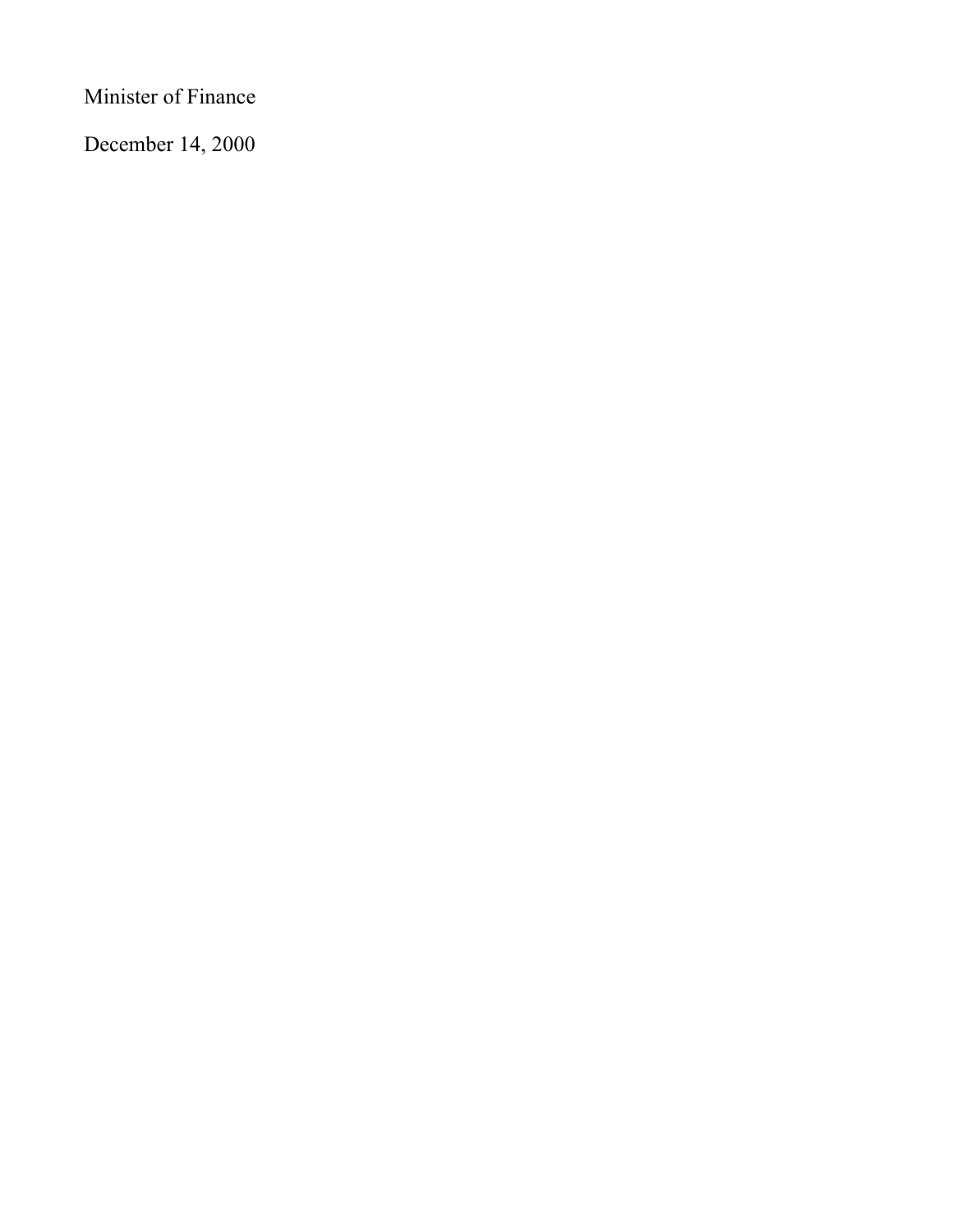Minister of Finance

December 14, 2000